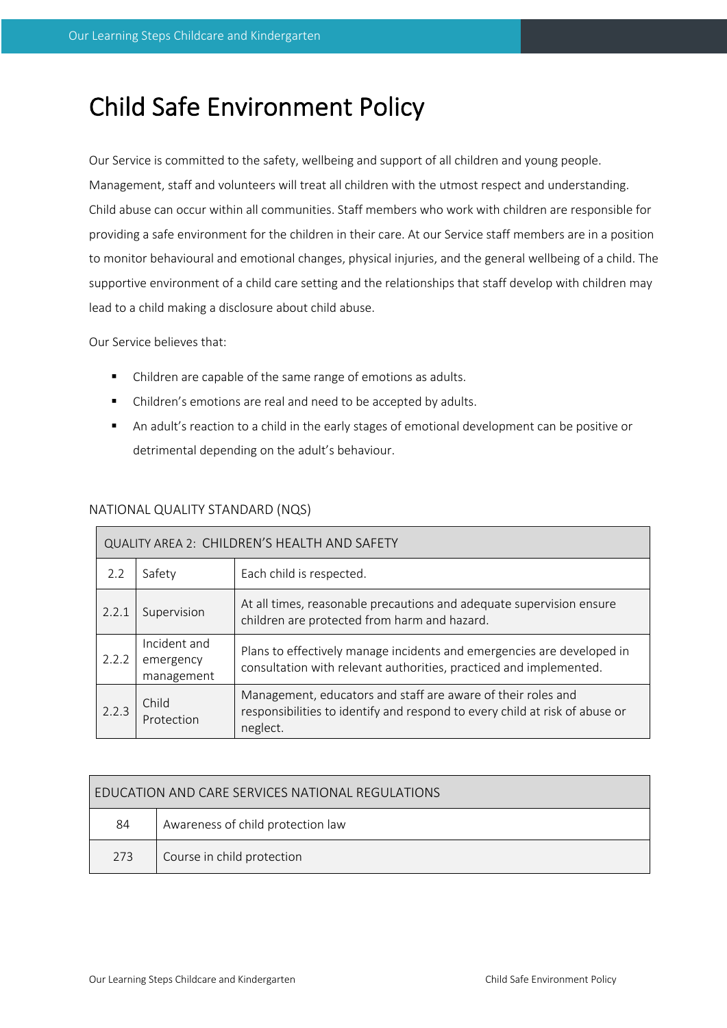# Child Safe Environment Policy

Our Service is committed to the safety, wellbeing and support of all children and young people. Management, staff and volunteers will treat all children with the utmost respect and understanding. Child abuse can occur within all communities. Staff members who work with children are responsible for providing a safe environment for the children in their care. At our Service staff members are in a position to monitor behavioural and emotional changes, physical injuries, and the general wellbeing of a child. The supportive environment of a child care setting and the relationships that staff develop with children may lead to a child making a disclosure about child abuse.

Our Service believes that:

- Children are capable of the same range of emotions as adults.
- Children's emotions are real and need to be accepted by adults.
- An adult's reaction to a child in the early stages of emotional development can be positive or detrimental depending on the adult's behaviour.

## NATIONAL QUALITY STANDARD (NQS)

| QUALITY AREA 2: CHILDREN'S HEALTH AND SAFETY | | |
|---|---|---|
| 2.2 | Safety | Each child is respected. |
| 2.2.1 | Supervision | At all times, reasonable precautions and adequate supervision ensure children are protected from harm and hazard. |
| 2.2.2 | Incident and emergency management | Plans to effectively manage incidents and emergencies are developed in consultation with relevant authorities, practiced and implemented. |
| 2.2.3 | Child Protection | Management, educators and staff are aware of their roles and responsibilities to identify and respond to every child at risk of abuse or neglect. |

| EDUCATION AND CARE SERVICES NATIONAL REGULATIONS | |
|---|---|
| 84 | Awareness of child protection law |
| 273 | Course in child protection |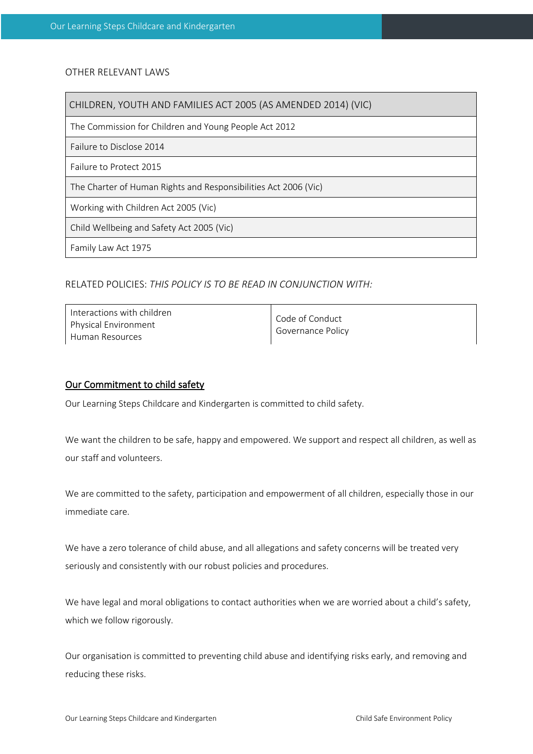OTHER RELEVANT LAWS

| CHILDREN, YOUTH AND FAMILIES ACT 2005 (AS AMENDED 2014) (VIC) |
|---|
| The Commission for Children and Young People Act 2012 |
| Failure to Disclose 2014 |
| Failure to Protect 2015 |
| The Charter of Human Rights and Responsibilities Act 2006 (Vic) |
| Working with Children Act 2005 (Vic) |
| Child Wellbeing and Safety Act 2005 (Vic) |
| Family Law Act 1975 |

RELATED POLICIES: *THIS POLICY IS TO BE READ IN CONJUNCTION WITH:*

| | |
|---|---|
| Interactions with children<br>Physical Environment<br>Human Resources | Code of Conduct<br>Governance Policy |

## Our Commitment to child safety

Our Learning Steps Childcare and Kindergarten is committed to child safety.

We want the children to be safe, happy and empowered. We support and respect all children, as well as our staff and volunteers.

We are committed to the safety, participation and empowerment of all children, especially those in our immediate care.

We have a zero tolerance of child abuse, and all allegations and safety concerns will be treated very seriously and consistently with our robust policies and procedures.

We have legal and moral obligations to contact authorities when we are worried about a child's safety, which we follow rigorously.

Our organisation is committed to preventing child abuse and identifying risks early, and removing and reducing these risks.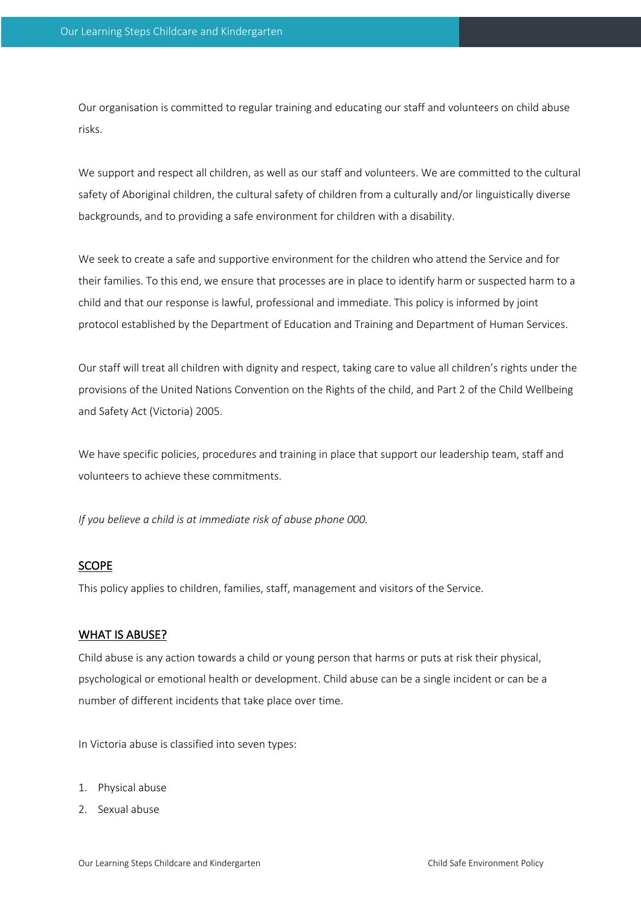Our organisation is committed to regular training and educating our staff and volunteers on child abuse risks.

We support and respect all children, as well as our staff and volunteers. We are committed to the cultural safety of Aboriginal children, the cultural safety of children from a culturally and/or linguistically diverse backgrounds, and to providing a safe environment for children with a disability.

We seek to create a safe and supportive environment for the children who attend the Service and for their families. To this end, we ensure that processes are in place to identify harm or suspected harm to a child and that our response is lawful, professional and immediate. This policy is informed by joint protocol established by the Department of Education and Training and Department of Human Services.

Our staff will treat all children with dignity and respect, taking care to value all children's rights under the provisions of the United Nations Convention on the Rights of the child, and Part 2 of the Child Wellbeing and Safety Act (Victoria) 2005.

We have specific policies, procedures and training in place that support our leadership team, staff and volunteers to achieve these commitments.

*If you believe a child is at immediate risk of abuse phone 000.*

## SCOPE

This policy applies to children, families, staff, management and visitors of the Service.

## WHAT IS ABUSE?

Child abuse is any action towards a child or young person that harms or puts at risk their physical, psychological or emotional health or development. Child abuse can be a single incident or can be a number of different incidents that take place over time.

In Victoria abuse is classified into seven types:

1. Physical abuse
2. Sexual abuse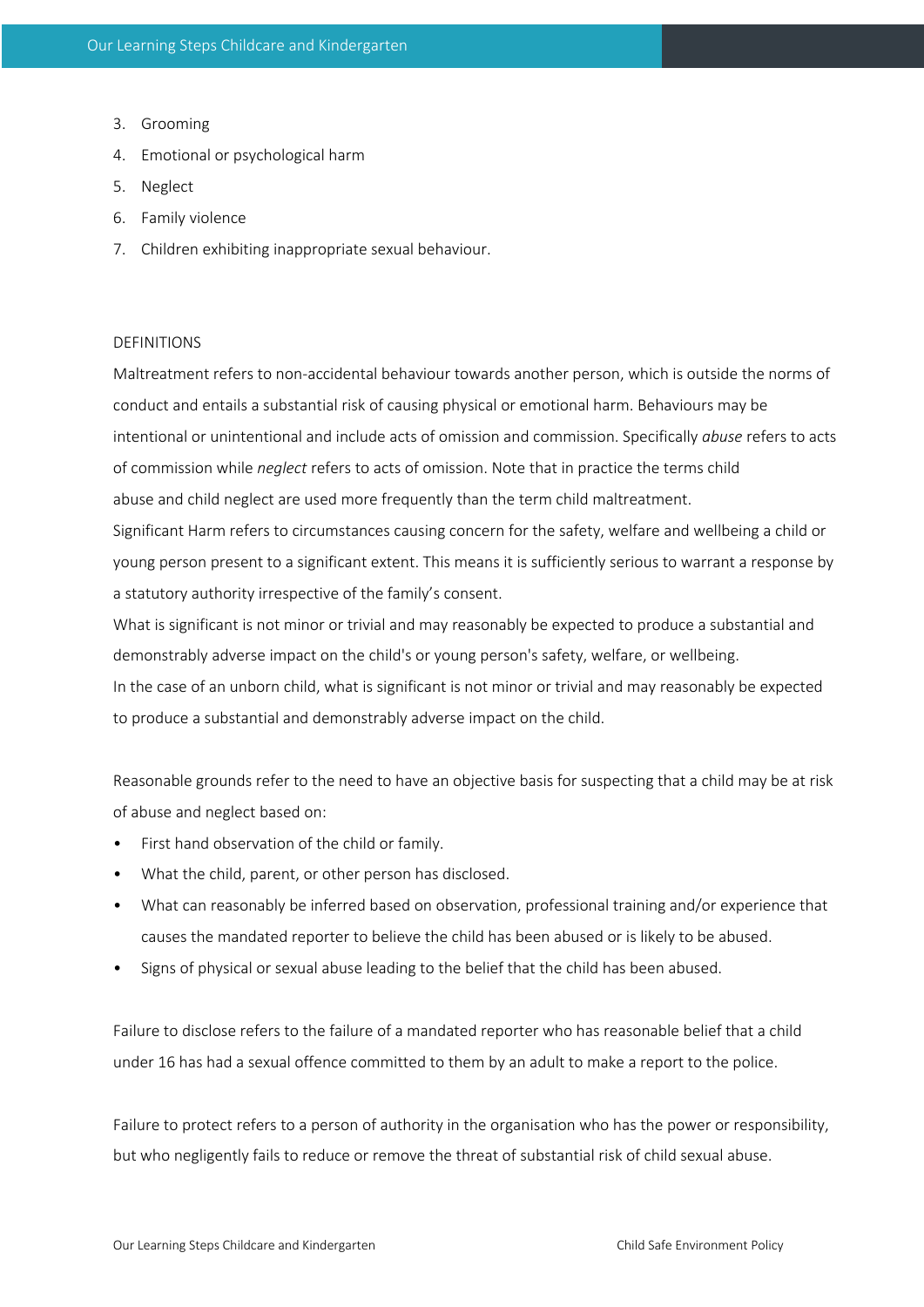3. Grooming
4. Emotional or psychological harm
5. Neglect
6. Family violence
7. Children exhibiting inappropriate sexual behaviour.

DEFINITIONS

Maltreatment refers to non-accidental behaviour towards another person, which is outside the norms of conduct and entails a substantial risk of causing physical or emotional harm. Behaviours may be intentional or unintentional and include acts of omission and commission. Specifically *abuse* refers to acts of commission while *neglect* refers to acts of omission. Note that in practice the terms child abuse and child neglect are used more frequently than the term child maltreatment.

Significant Harm refers to circumstances causing concern for the safety, welfare and wellbeing a child or young person present to a significant extent. This means it is sufficiently serious to warrant a response by a statutory authority irrespective of the family's consent.

What is significant is not minor or trivial and may reasonably be expected to produce a substantial and demonstrably adverse impact on the child's or young person's safety, welfare, or wellbeing.

In the case of an unborn child, what is significant is not minor or trivial and may reasonably be expected to produce a substantial and demonstrably adverse impact on the child.

Reasonable grounds refer to the need to have an objective basis for suspecting that a child may be at risk of abuse and neglect based on:

- First hand observation of the child or family.
- What the child, parent, or other person has disclosed.
- What can reasonably be inferred based on observation, professional training and/or experience that causes the mandated reporter to believe the child has been abused or is likely to be abused.
- Signs of physical or sexual abuse leading to the belief that the child has been abused.

Failure to disclose refers to the failure of a mandated reporter who has reasonable belief that a child under 16 has had a sexual offence committed to them by an adult to make a report to the police.

Failure to protect refers to a person of authority in the organisation who has the power or responsibility, but who negligently fails to reduce or remove the threat of substantial risk of child sexual abuse.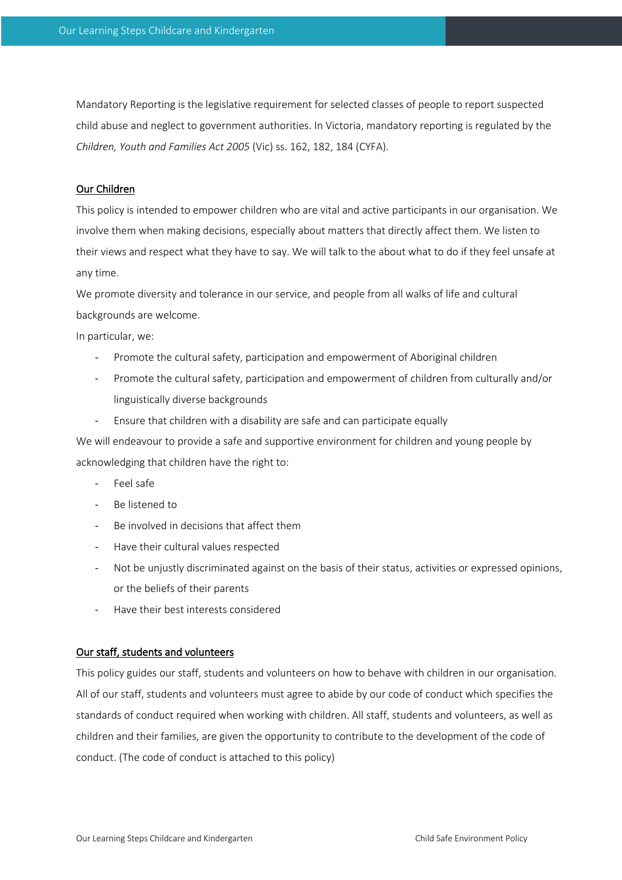Mandatory Reporting is the legislative requirement for selected classes of people to report suspected child abuse and neglect to government authorities. In Victoria, mandatory reporting is regulated by the *Children, Youth and Families Act 2005* (Vic) ss. 162, 182, 184 (CYFA).

## Our Children

This policy is intended to empower children who are vital and active participants in our organisation. We involve them when making decisions, especially about matters that directly affect them. We listen to their views and respect what they have to say. We will talk to the about what to do if they feel unsafe at any time.

We promote diversity and tolerance in our service, and people from all walks of life and cultural backgrounds are welcome.

In particular, we:

- Promote the cultural safety, participation and empowerment of Aboriginal children
- Promote the cultural safety, participation and empowerment of children from culturally and/or linguistically diverse backgrounds
- Ensure that children with a disability are safe and can participate equally

We will endeavour to provide a safe and supportive environment for children and young people by acknowledging that children have the right to:

- Feel safe
- Be listened to
- Be involved in decisions that affect them
- Have their cultural values respected
- Not be unjustly discriminated against on the basis of their status, activities or expressed opinions, or the beliefs of their parents
- Have their best interests considered

## Our staff, students and volunteers

This policy guides our staff, students and volunteers on how to behave with children in our organisation. All of our staff, students and volunteers must agree to abide by our code of conduct which specifies the standards of conduct required when working with children. All staff, students and volunteers, as well as children and their families, are given the opportunity to contribute to the development of the code of conduct. (The code of conduct is attached to this policy)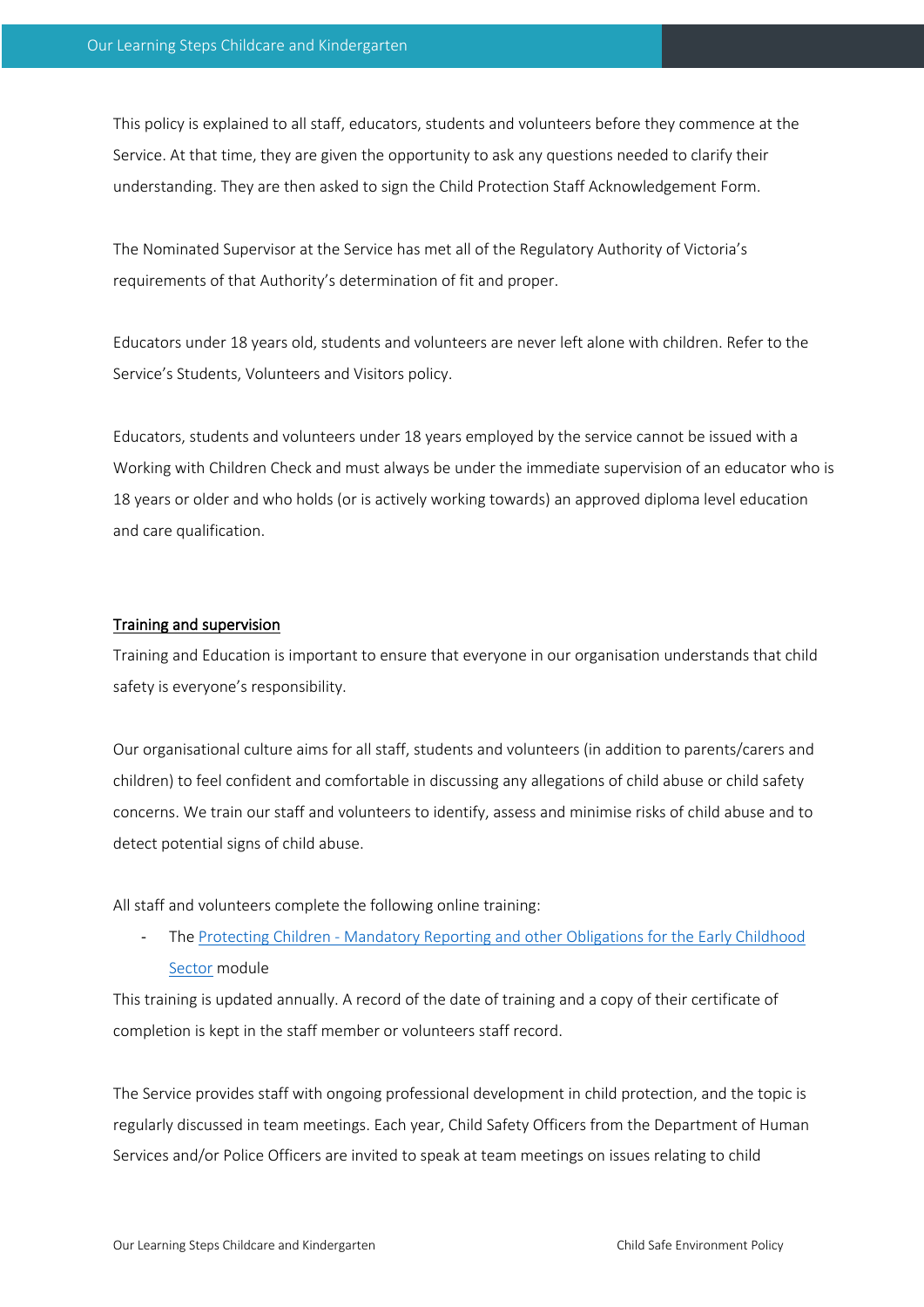This policy is explained to all staff, educators, students and volunteers before they commence at the Service. At that time, they are given the opportunity to ask any questions needed to clarify their understanding. They are then asked to sign the Child Protection Staff Acknowledgement Form.

The Nominated Supervisor at the Service has met all of the Regulatory Authority of Victoria's requirements of that Authority's determination of fit and proper.

Educators under 18 years old, students and volunteers are never left alone with children. Refer to the Service's Students, Volunteers and Visitors policy.

Educators, students and volunteers under 18 years employed by the service cannot be issued with a Working with Children Check and must always be under the immediate supervision of an educator who is 18 years or older and who holds (or is actively working towards) an approved diploma level education and care qualification.

## Training and supervision

Training and Education is important to ensure that everyone in our organisation understands that child safety is everyone's responsibility.

Our organisational culture aims for all staff, students and volunteers (in addition to parents/carers and children) to feel confident and comfortable in discussing any allegations of child abuse or child safety concerns. We train our staff and volunteers to identify, assess and minimise risks of child abuse and to detect potential signs of child abuse.

All staff and volunteers complete the following online training:

- The Protecting Children - Mandatory Reporting and other Obligations for the Early Childhood Sector module

This training is updated annually. A record of the date of training and a copy of their certificate of completion is kept in the staff member or volunteers staff record.

The Service provides staff with ongoing professional development in child protection, and the topic is regularly discussed in team meetings. Each year, Child Safety Officers from the Department of Human Services and/or Police Officers are invited to speak at team meetings on issues relating to child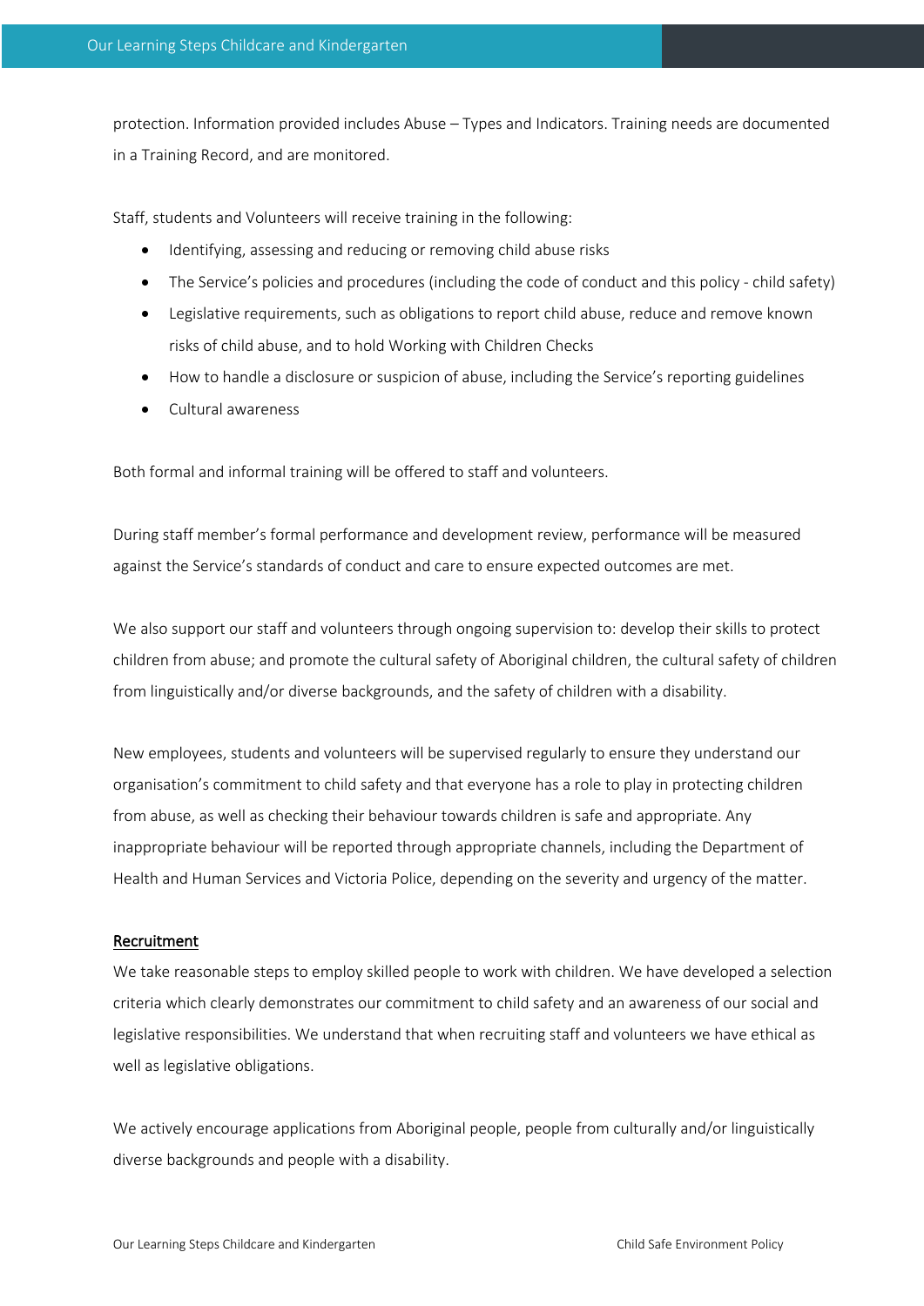protection. Information provided includes Abuse – Types and Indicators. Training needs are documented in a Training Record, and are monitored.

Staff, students and Volunteers will receive training in the following:

- Identifying, assessing and reducing or removing child abuse risks
- The Service's policies and procedures (including the code of conduct and this policy - child safety)
- Legislative requirements, such as obligations to report child abuse, reduce and remove known risks of child abuse, and to hold Working with Children Checks
- How to handle a disclosure or suspicion of abuse, including the Service's reporting guidelines
- Cultural awareness

Both formal and informal training will be offered to staff and volunteers.

During staff member's formal performance and development review, performance will be measured against the Service's standards of conduct and care to ensure expected outcomes are met.

We also support our staff and volunteers through ongoing supervision to: develop their skills to protect children from abuse; and promote the cultural safety of Aboriginal children, the cultural safety of children from linguistically and/or diverse backgrounds, and the safety of children with a disability.

New employees, students and volunteers will be supervised regularly to ensure they understand our organisation's commitment to child safety and that everyone has a role to play in protecting children from abuse, as well as checking their behaviour towards children is safe and appropriate. Any inappropriate behaviour will be reported through appropriate channels, including the Department of Health and Human Services and Victoria Police, depending on the severity and urgency of the matter.

<u>Recruitment</u>

We take reasonable steps to employ skilled people to work with children. We have developed a selection criteria which clearly demonstrates our commitment to child safety and an awareness of our social and legislative responsibilities. We understand that when recruiting staff and volunteers we have ethical as well as legislative obligations.

We actively encourage applications from Aboriginal people, people from culturally and/or linguistically diverse backgrounds and people with a disability.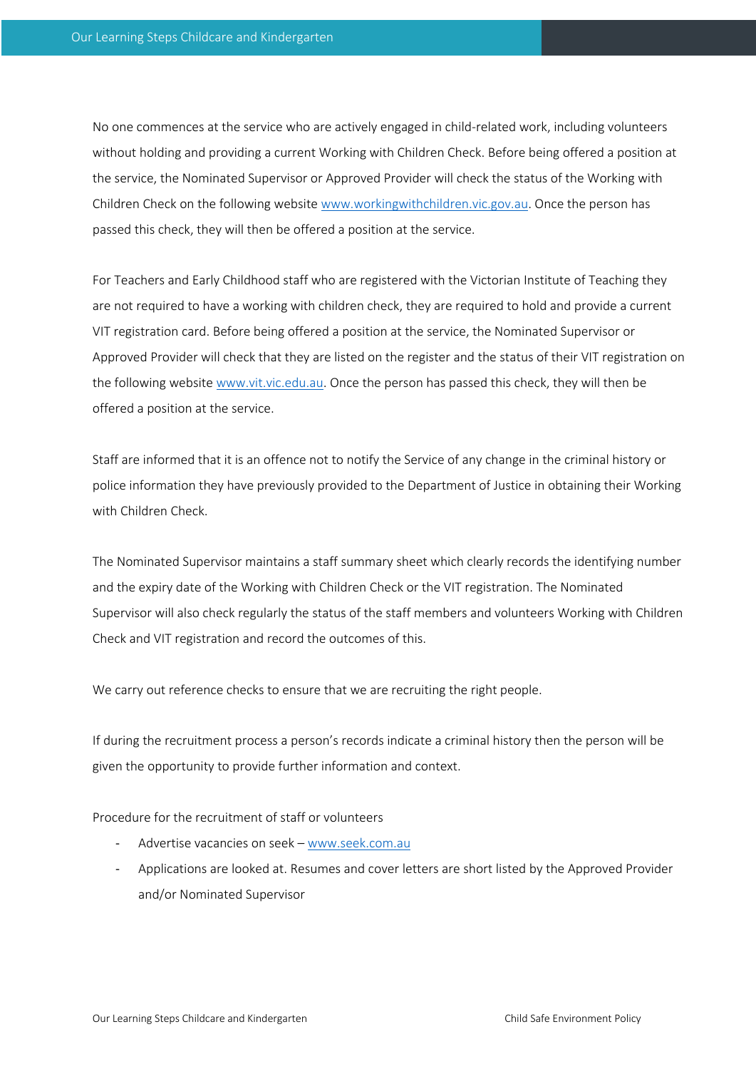No one commences at the service who are actively engaged in child-related work, including volunteers without holding and providing a current Working with Children Check. Before being offered a position at the service, the Nominated Supervisor or Approved Provider will check the status of the Working with Children Check on the following website www.workingwithchildren.vic.gov.au. Once the person has passed this check, they will then be offered a position at the service.

For Teachers and Early Childhood staff who are registered with the Victorian Institute of Teaching they are not required to have a working with children check, they are required to hold and provide a current VIT registration card. Before being offered a position at the service, the Nominated Supervisor or Approved Provider will check that they are listed on the register and the status of their VIT registration on the following website www.vit.vic.edu.au. Once the person has passed this check, they will then be offered a position at the service.

Staff are informed that it is an offence not to notify the Service of any change in the criminal history or police information they have previously provided to the Department of Justice in obtaining their Working with Children Check.

The Nominated Supervisor maintains a staff summary sheet which clearly records the identifying number and the expiry date of the Working with Children Check or the VIT registration. The Nominated Supervisor will also check regularly the status of the staff members and volunteers Working with Children Check and VIT registration and record the outcomes of this.

We carry out reference checks to ensure that we are recruiting the right people.

If during the recruitment process a person's records indicate a criminal history then the person will be given the opportunity to provide further information and context.

Procedure for the recruitment of staff or volunteers

- Advertise vacancies on seek – www.seek.com.au
- Applications are looked at. Resumes and cover letters are short listed by the Approved Provider and/or Nominated Supervisor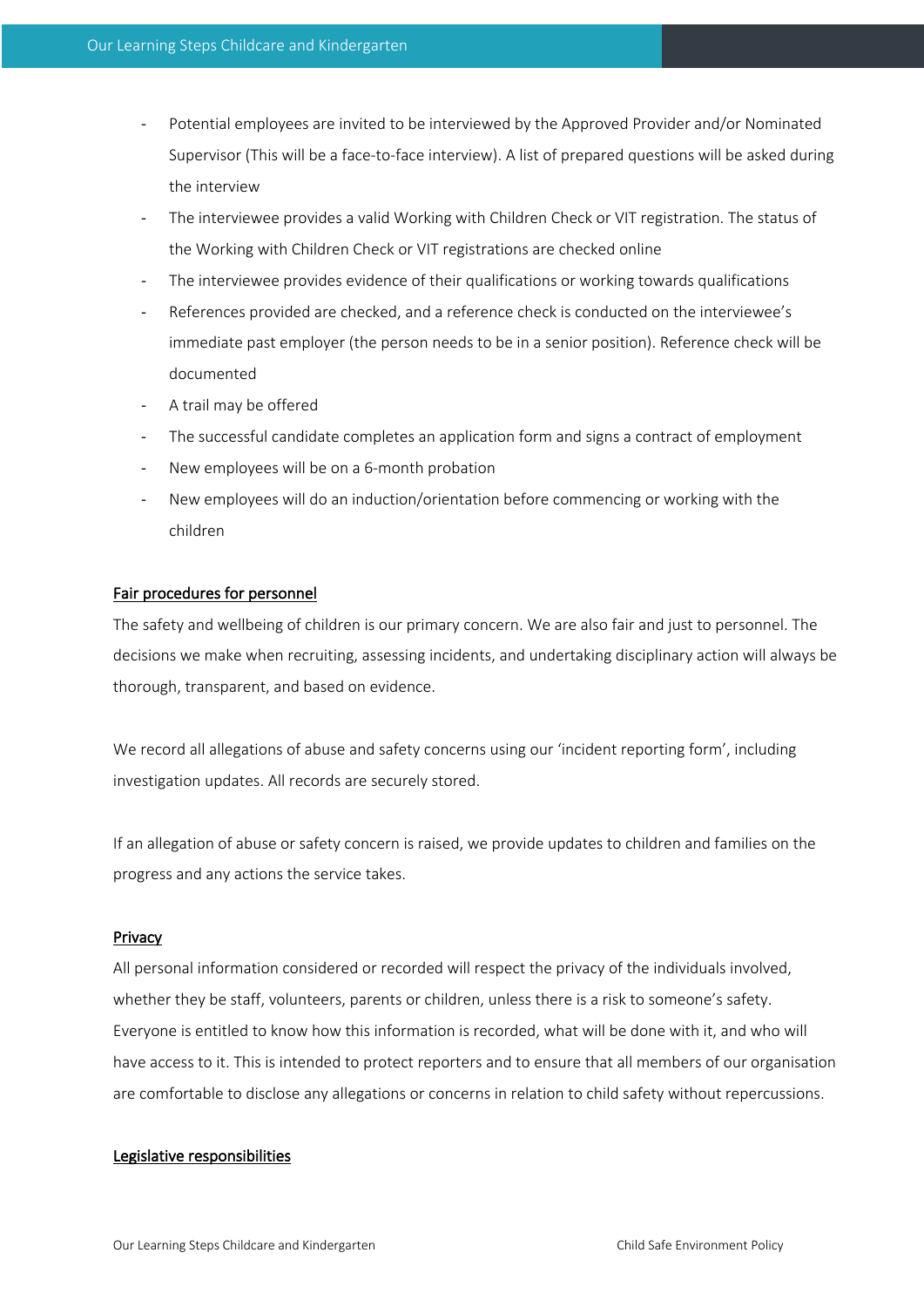- Potential employees are invited to be interviewed by the Approved Provider and/or Nominated Supervisor (This will be a face-to-face interview). A list of prepared questions will be asked during the interview
- The interviewee provides a valid Working with Children Check or VIT registration. The status of the Working with Children Check or VIT registrations are checked online
- The interviewee provides evidence of their qualifications or working towards qualifications
- References provided are checked, and a reference check is conducted on the interviewee's immediate past employer (the person needs to be in a senior position). Reference check will be documented
- A trail may be offered
- The successful candidate completes an application form and signs a contract of employment
- New employees will be on a 6-month probation
- New employees will do an induction/orientation before commencing or working with the children

<u>Fair procedures for personnel</u>

The safety and wellbeing of children is our primary concern. We are also fair and just to personnel. The decisions we make when recruiting, assessing incidents, and undertaking disciplinary action will always be thorough, transparent, and based on evidence.

We record all allegations of abuse and safety concerns using our 'incident reporting form', including investigation updates. All records are securely stored.

If an allegation of abuse or safety concern is raised, we provide updates to children and families on the progress and any actions the service takes.

<u>Privacy</u>

All personal information considered or recorded will respect the privacy of the individuals involved, whether they be staff, volunteers, parents or children, unless there is a risk to someone's safety. Everyone is entitled to know how this information is recorded, what will be done with it, and who will have access to it. This is intended to protect reporters and to ensure that all members of our organisation are comfortable to disclose any allegations or concerns in relation to child safety without repercussions.

<u>Legislative responsibilities</u>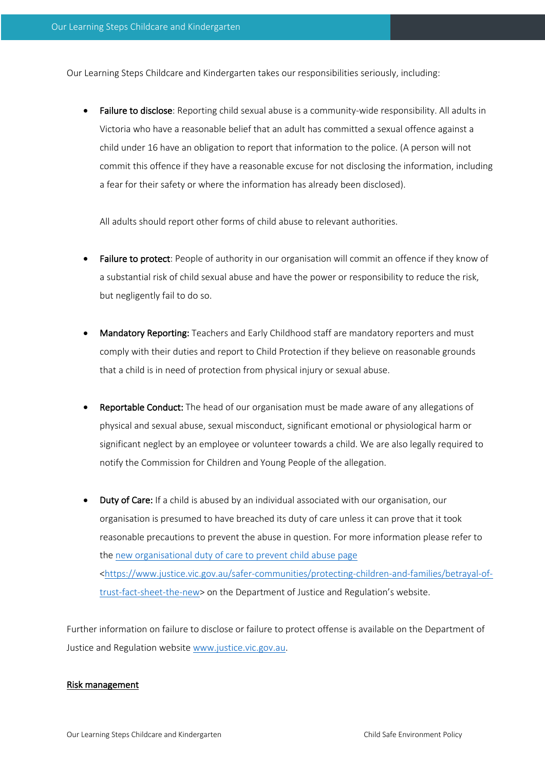Our Learning Steps Childcare and Kindergarten takes our responsibilities seriously, including:

- **Failure to disclose**: Reporting child sexual abuse is a community-wide responsibility. All adults in Victoria who have a reasonable belief that an adult has committed a sexual offence against a child under 16 have an obligation to report that information to the police. (A person will not commit this offence if they have a reasonable excuse for not disclosing the information, including a fear for their safety or where the information has already been disclosed).

  All adults should report other forms of child abuse to relevant authorities.

- **Failure to protect**: People of authority in our organisation will commit an offence if they know of a substantial risk of child sexual abuse and have the power or responsibility to reduce the risk, but negligently fail to do so.

- **Mandatory Reporting:** Teachers and Early Childhood staff are mandatory reporters and must comply with their duties and report to Child Protection if they believe on reasonable grounds that a child is in need of protection from physical injury or sexual abuse.

- **Reportable Conduct:** The head of our organisation must be made aware of any allegations of physical and sexual abuse, sexual misconduct, significant emotional or physiological harm or significant neglect by an employee or volunteer towards a child. We are also legally required to notify the Commission for Children and Young People of the allegation.

- **Duty of Care:** If a child is abused by an individual associated with our organisation, our organisation is presumed to have breached its duty of care unless it can prove that it took reasonable precautions to prevent the abuse in question. For more information please refer to the [new organisational duty of care to prevent child abuse page](https://www.justice.vic.gov.au/safer-communities/protecting-children-and-families/betrayal-of-trust-fact-sheet-the-new) <https://www.justice.vic.gov.au/safer-communities/protecting-children-and-families/betrayal-of-trust-fact-sheet-the-new> on the Department of Justice and Regulation's website.

Further information on failure to disclose or failure to protect offense is available on the Department of Justice and Regulation website [www.justice.vic.gov.au](http://www.justice.vic.gov.au).

## Risk management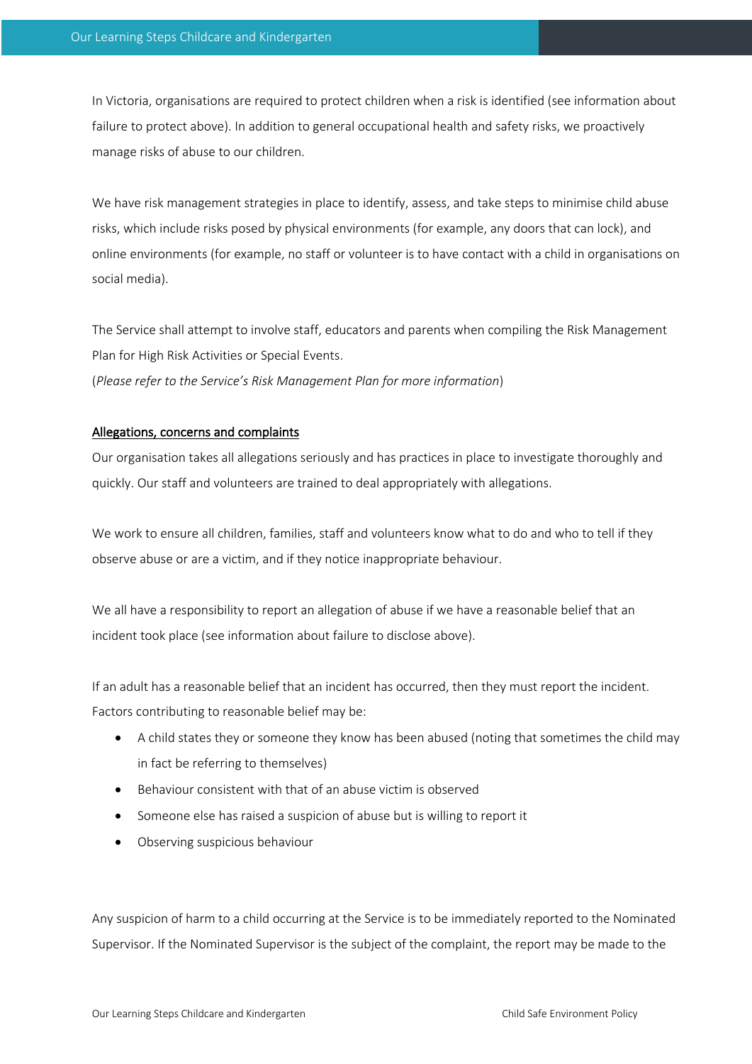In Victoria, organisations are required to protect children when a risk is identified (see information about failure to protect above). In addition to general occupational health and safety risks, we proactively manage risks of abuse to our children.

We have risk management strategies in place to identify, assess, and take steps to minimise child abuse risks, which include risks posed by physical environments (for example, any doors that can lock), and online environments (for example, no staff or volunteer is to have contact with a child in organisations on social media).

The Service shall attempt to involve staff, educators and parents when compiling the Risk Management Plan for High Risk Activities or Special Events.
(*Please refer to the Service's Risk Management Plan for more information*)

<u>Allegations, concerns and complaints</u>

Our organisation takes all allegations seriously and has practices in place to investigate thoroughly and quickly. Our staff and volunteers are trained to deal appropriately with allegations.

We work to ensure all children, families, staff and volunteers know what to do and who to tell if they observe abuse or are a victim, and if they notice inappropriate behaviour.

We all have a responsibility to report an allegation of abuse if we have a reasonable belief that an incident took place (see information about failure to disclose above).

If an adult has a reasonable belief that an incident has occurred, then they must report the incident. Factors contributing to reasonable belief may be:

- A child states they or someone they know has been abused (noting that sometimes the child may in fact be referring to themselves)
- Behaviour consistent with that of an abuse victim is observed
- Someone else has raised a suspicion of abuse but is willing to report it
- Observing suspicious behaviour

Any suspicion of harm to a child occurring at the Service is to be immediately reported to the Nominated Supervisor. If the Nominated Supervisor is the subject of the complaint, the report may be made to the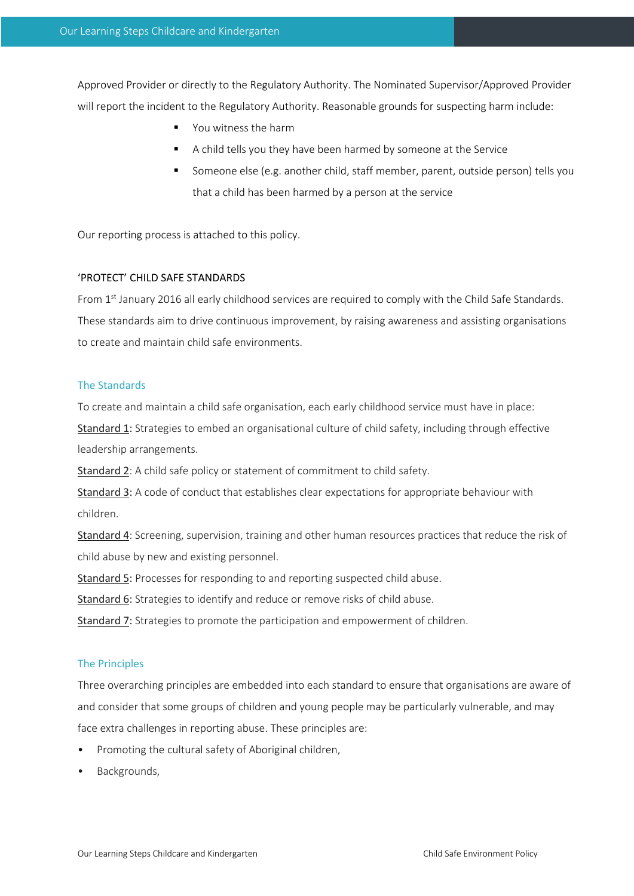Approved Provider or directly to the Regulatory Authority. The Nominated Supervisor/Approved Provider will report the incident to the Regulatory Authority. Reasonable grounds for suspecting harm include:

- You witness the harm
- A child tells you they have been harmed by someone at the Service
- Someone else (e.g. another child, staff member, parent, outside person) tells you that a child has been harmed by a person at the service

Our reporting process is attached to this policy.

## 'PROTECT' CHILD SAFE STANDARDS

From 1st January 2016 all early childhood services are required to comply with the Child Safe Standards. These standards aim to drive continuous improvement, by raising awareness and assisting organisations to create and maintain child safe environments.

### The Standards

To create and maintain a child safe organisation, each early childhood service must have in place:

Standard 1: Strategies to embed an organisational culture of child safety, including through effective leadership arrangements.

Standard 2: A child safe policy or statement of commitment to child safety.

Standard 3: A code of conduct that establishes clear expectations for appropriate behaviour with children.

Standard 4: Screening, supervision, training and other human resources practices that reduce the risk of child abuse by new and existing personnel.

Standard 5: Processes for responding to and reporting suspected child abuse.

Standard 6: Strategies to identify and reduce or remove risks of child abuse.

Standard 7: Strategies to promote the participation and empowerment of children.

### The Principles

Three overarching principles are embedded into each standard to ensure that organisations are aware of and consider that some groups of children and young people may be particularly vulnerable, and may face extra challenges in reporting abuse. These principles are:

- Promoting the cultural safety of Aboriginal children,
- Backgrounds,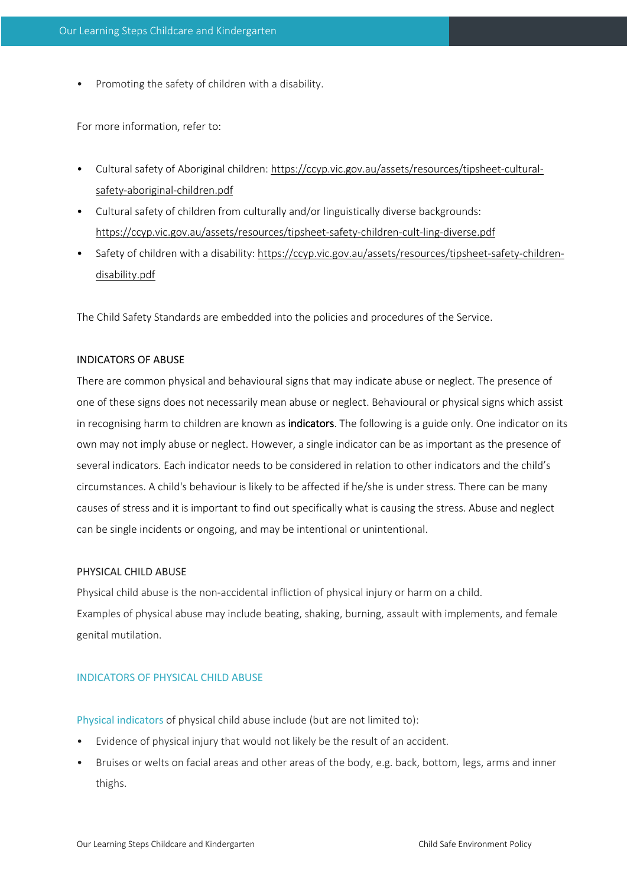- Promoting the safety of children with a disability.

For more information, refer to:

- Cultural safety of Aboriginal children: https://ccyp.vic.gov.au/assets/resources/tipsheet-cultural-safety-aboriginal-children.pdf
- Cultural safety of children from culturally and/or linguistically diverse backgrounds: https://ccyp.vic.gov.au/assets/resources/tipsheet-safety-children-cult-ling-diverse.pdf
- Safety of children with a disability: https://ccyp.vic.gov.au/assets/resources/tipsheet-safety-children-disability.pdf

The Child Safety Standards are embedded into the policies and procedures of the Service.

## INDICATORS OF ABUSE

There are common physical and behavioural signs that may indicate abuse or neglect. The presence of one of these signs does not necessarily mean abuse or neglect. Behavioural or physical signs which assist in recognising harm to children are known as **indicators**. The following is a guide only. One indicator on its own may not imply abuse or neglect. However, a single indicator can be as important as the presence of several indicators. Each indicator needs to be considered in relation to other indicators and the child's circumstances. A child's behaviour is likely to be affected if he/she is under stress. There can be many causes of stress and it is important to find out specifically what is causing the stress. Abuse and neglect can be single incidents or ongoing, and may be intentional or unintentional.

## PHYSICAL CHILD ABUSE

Physical child abuse is the non-accidental infliction of physical injury or harm on a child.
Examples of physical abuse may include beating, shaking, burning, assault with implements, and female genital mutilation.

### INDICATORS OF PHYSICAL CHILD ABUSE

Physical indicators of physical child abuse include (but are not limited to):

- Evidence of physical injury that would not likely be the result of an accident.
- Bruises or welts on facial areas and other areas of the body, e.g. back, bottom, legs, arms and inner thighs.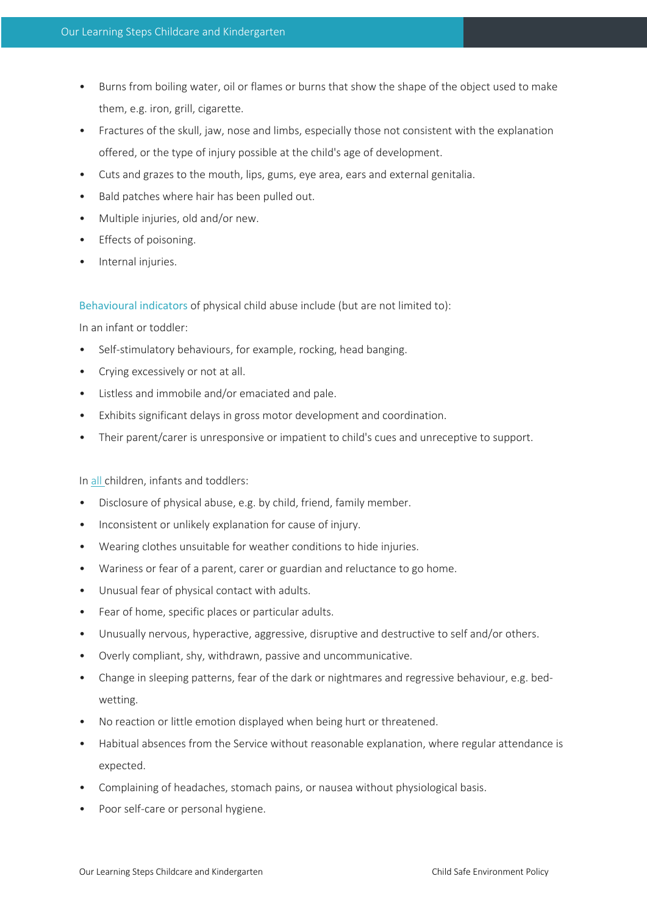- Burns from boiling water, oil or flames or burns that show the shape of the object used to make them, e.g. iron, grill, cigarette.
- Fractures of the skull, jaw, nose and limbs, especially those not consistent with the explanation offered, or the type of injury possible at the child's age of development.
- Cuts and grazes to the mouth, lips, gums, eye area, ears and external genitalia.
- Bald patches where hair has been pulled out.
- Multiple injuries, old and/or new.
- Effects of poisoning.
- Internal injuries.

Behavioural indicators of physical child abuse include (but are not limited to):

In an infant or toddler:

- Self-stimulatory behaviours, for example, rocking, head banging.
- Crying excessively or not at all.
- Listless and immobile and/or emaciated and pale.
- Exhibits significant delays in gross motor development and coordination.
- Their parent/carer is unresponsive or impatient to child's cues and unreceptive to support.

In all children, infants and toddlers:

- Disclosure of physical abuse, e.g. by child, friend, family member.
- Inconsistent or unlikely explanation for cause of injury.
- Wearing clothes unsuitable for weather conditions to hide injuries.
- Wariness or fear of a parent, carer or guardian and reluctance to go home.
- Unusual fear of physical contact with adults.
- Fear of home, specific places or particular adults.
- Unusually nervous, hyperactive, aggressive, disruptive and destructive to self and/or others.
- Overly compliant, shy, withdrawn, passive and uncommunicative.
- Change in sleeping patterns, fear of the dark or nightmares and regressive behaviour, e.g. bed-wetting.
- No reaction or little emotion displayed when being hurt or threatened.
- Habitual absences from the Service without reasonable explanation, where regular attendance is expected.
- Complaining of headaches, stomach pains, or nausea without physiological basis.
- Poor self-care or personal hygiene.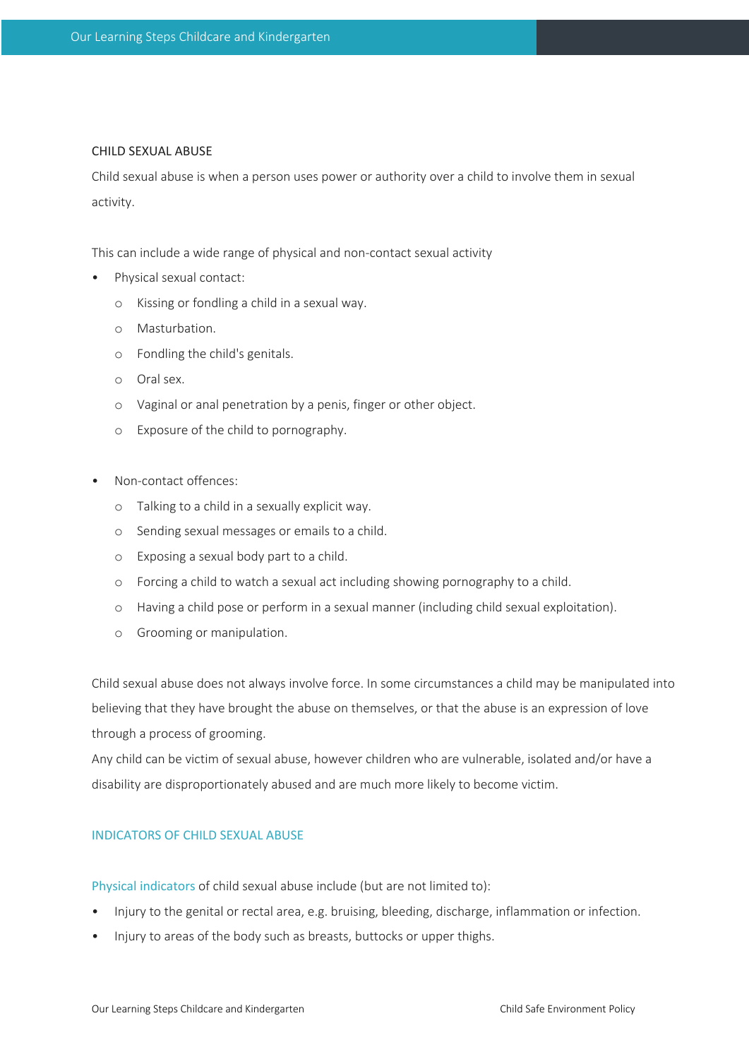## CHILD SEXUAL ABUSE

Child sexual abuse is when a person uses power or authority over a child to involve them in sexual activity.

This can include a wide range of physical and non-contact sexual activity

- Physical sexual contact:
  - Kissing or fondling a child in a sexual way.
  - Masturbation.
  - Fondling the child's genitals.
  - Oral sex.
  - Vaginal or anal penetration by a penis, finger or other object.
  - Exposure of the child to pornography.

- Non-contact offences:
  - Talking to a child in a sexually explicit way.
  - Sending sexual messages or emails to a child.
  - Exposing a sexual body part to a child.
  - Forcing a child to watch a sexual act including showing pornography to a child.
  - Having a child pose or perform in a sexual manner (including child sexual exploitation).
  - Grooming or manipulation.

Child sexual abuse does not always involve force. In some circumstances a child may be manipulated into believing that they have brought the abuse on themselves, or that the abuse is an expression of love through a process of grooming.
Any child can be victim of sexual abuse, however children who are vulnerable, isolated and/or have a disability are disproportionately abused and are much more likely to become victim.

### INDICATORS OF CHILD SEXUAL ABUSE

Physical indicators of child sexual abuse include (but are not limited to):

- Injury to the genital or rectal area, e.g. bruising, bleeding, discharge, inflammation or infection.
- Injury to areas of the body such as breasts, buttocks or upper thighs.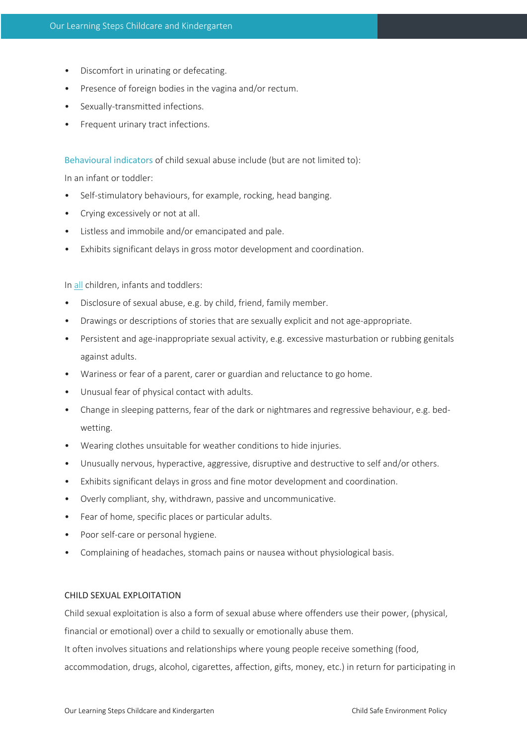- Discomfort in urinating or defecating.
- Presence of foreign bodies in the vagina and/or rectum.
- Sexually-transmitted infections.
- Frequent urinary tract infections.

Behavioural indicators of child sexual abuse include (but are not limited to):

In an infant or toddler:

- Self-stimulatory behaviours, for example, rocking, head banging.
- Crying excessively or not at all.
- Listless and immobile and/or emancipated and pale.
- Exhibits significant delays in gross motor development and coordination.

In all children, infants and toddlers:

- Disclosure of sexual abuse, e.g. by child, friend, family member.
- Drawings or descriptions of stories that are sexually explicit and not age-appropriate.
- Persistent and age-inappropriate sexual activity, e.g. excessive masturbation or rubbing genitals against adults.
- Wariness or fear of a parent, carer or guardian and reluctance to go home.
- Unusual fear of physical contact with adults.
- Change in sleeping patterns, fear of the dark or nightmares and regressive behaviour, e.g. bed-wetting.
- Wearing clothes unsuitable for weather conditions to hide injuries.
- Unusually nervous, hyperactive, aggressive, disruptive and destructive to self and/or others.
- Exhibits significant delays in gross and fine motor development and coordination.
- Overly compliant, shy, withdrawn, passive and uncommunicative.
- Fear of home, specific places or particular adults.
- Poor self-care or personal hygiene.
- Complaining of headaches, stomach pains or nausea without physiological basis.

CHILD SEXUAL EXPLOITATION

Child sexual exploitation is also a form of sexual abuse where offenders use their power, (physical, financial or emotional) over a child to sexually or emotionally abuse them.

It often involves situations and relationships where young people receive something (food, accommodation, drugs, alcohol, cigarettes, affection, gifts, money, etc.) in return for participating in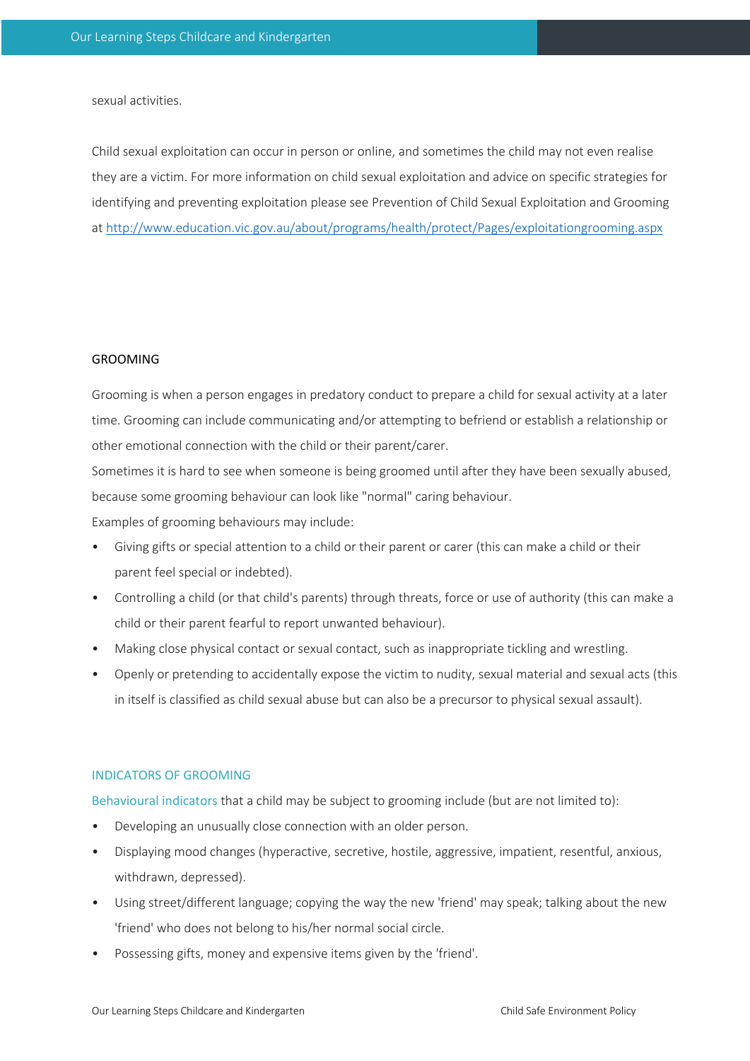sexual activities.

Child sexual exploitation can occur in person or online, and sometimes the child may not even realise they are a victim. For more information on child sexual exploitation and advice on specific strategies for identifying and preventing exploitation please see Prevention of Child Sexual Exploitation and Grooming at http://www.education.vic.gov.au/about/programs/health/protect/Pages/exploitationgrooming.aspx

## GROOMING

Grooming is when a person engages in predatory conduct to prepare a child for sexual activity at a later time. Grooming can include communicating and/or attempting to befriend or establish a relationship or other emotional connection with the child or their parent/carer.

Sometimes it is hard to see when someone is being groomed until after they have been sexually abused, because some grooming behaviour can look like "normal" caring behaviour.

Examples of grooming behaviours may include:

- Giving gifts or special attention to a child or their parent or carer (this can make a child or their parent feel special or indebted).
- Controlling a child (or that child's parents) through threats, force or use of authority (this can make a child or their parent fearful to report unwanted behaviour).
- Making close physical contact or sexual contact, such as inappropriate tickling and wrestling.
- Openly or pretending to accidentally expose the victim to nudity, sexual material and sexual acts (this in itself is classified as child sexual abuse but can also be a precursor to physical sexual assault).

### INDICATORS OF GROOMING

Behavioural indicators that a child may be subject to grooming include (but are not limited to):

- Developing an unusually close connection with an older person.
- Displaying mood changes (hyperactive, secretive, hostile, aggressive, impatient, resentful, anxious, withdrawn, depressed).
- Using street/different language; copying the way the new 'friend' may speak; talking about the new 'friend' who does not belong to his/her normal social circle.
- Possessing gifts, money and expensive items given by the 'friend'.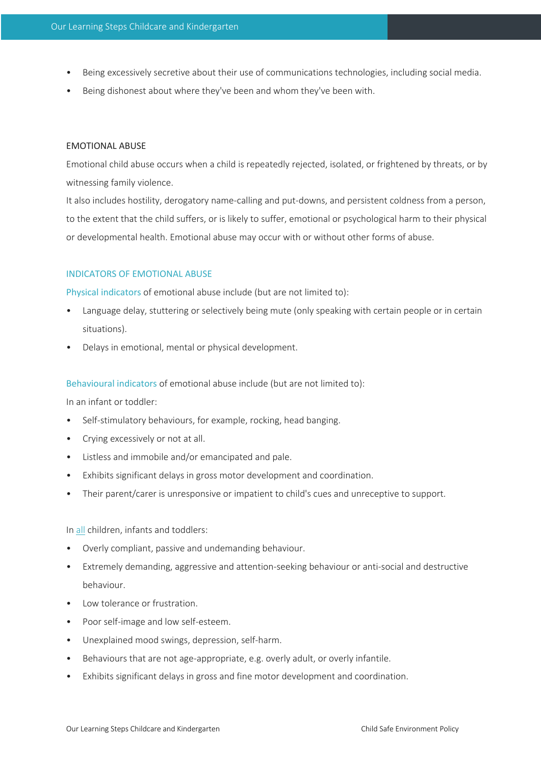- Being excessively secretive about their use of communications technologies, including social media.
- Being dishonest about where they've been and whom they've been with.

## EMOTIONAL ABUSE

Emotional child abuse occurs when a child is repeatedly rejected, isolated, or frightened by threats, or by witnessing family violence.

It also includes hostility, derogatory name-calling and put-downs, and persistent coldness from a person, to the extent that the child suffers, or is likely to suffer, emotional or psychological harm to their physical or developmental health. Emotional abuse may occur with or without other forms of abuse.

### INDICATORS OF EMOTIONAL ABUSE

Physical indicators of emotional abuse include (but are not limited to):

- Language delay, stuttering or selectively being mute (only speaking with certain people or in certain situations).
- Delays in emotional, mental or physical development.

Behavioural indicators of emotional abuse include (but are not limited to):

In an infant or toddler:

- Self-stimulatory behaviours, for example, rocking, head banging.
- Crying excessively or not at all.
- Listless and immobile and/or emancipated and pale.
- Exhibits significant delays in gross motor development and coordination.
- Their parent/carer is unresponsive or impatient to child's cues and unreceptive to support.

In all children, infants and toddlers:

- Overly compliant, passive and undemanding behaviour.
- Extremely demanding, aggressive and attention-seeking behaviour or anti-social and destructive behaviour.
- Low tolerance or frustration.
- Poor self-image and low self-esteem.
- Unexplained mood swings, depression, self-harm.
- Behaviours that are not age-appropriate, e.g. overly adult, or overly infantile.
- Exhibits significant delays in gross and fine motor development and coordination.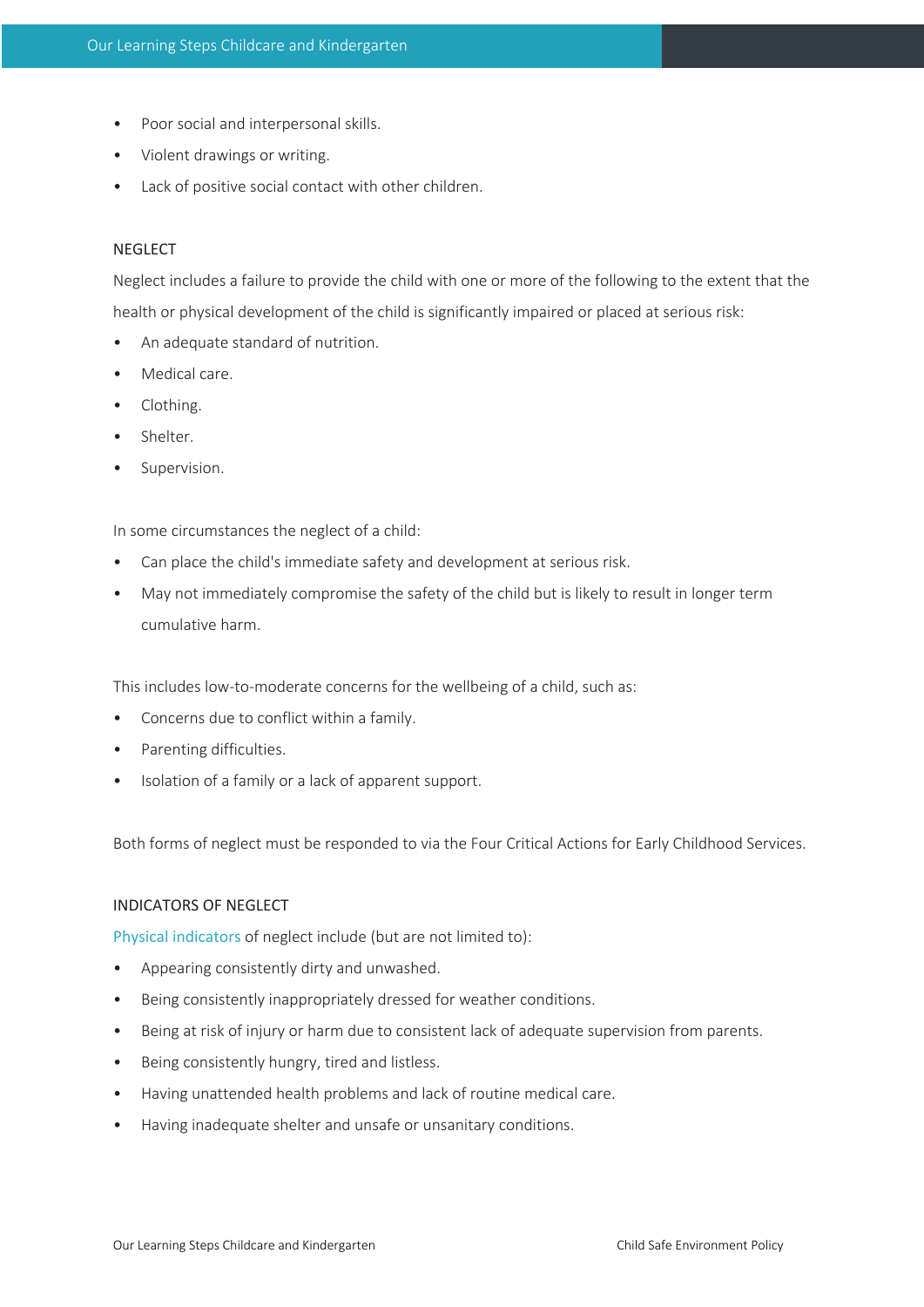- Poor social and interpersonal skills.
- Violent drawings or writing.
- Lack of positive social contact with other children.

NEGLECT

Neglect includes a failure to provide the child with one or more of the following to the extent that the health or physical development of the child is significantly impaired or placed at serious risk:

- An adequate standard of nutrition.
- Medical care.
- Clothing.
- Shelter.
- Supervision.

In some circumstances the neglect of a child:

- Can place the child's immediate safety and development at serious risk.
- May not immediately compromise the safety of the child but is likely to result in longer term cumulative harm.

This includes low-to-moderate concerns for the wellbeing of a child, such as:

- Concerns due to conflict within a family.
- Parenting difficulties.
- Isolation of a family or a lack of apparent support.

Both forms of neglect must be responded to via the Four Critical Actions for Early Childhood Services.

INDICATORS OF NEGLECT

Physical indicators of neglect include (but are not limited to):

- Appearing consistently dirty and unwashed.
- Being consistently inappropriately dressed for weather conditions.
- Being at risk of injury or harm due to consistent lack of adequate supervision from parents.
- Being consistently hungry, tired and listless.
- Having unattended health problems and lack of routine medical care.
- Having inadequate shelter and unsafe or unsanitary conditions.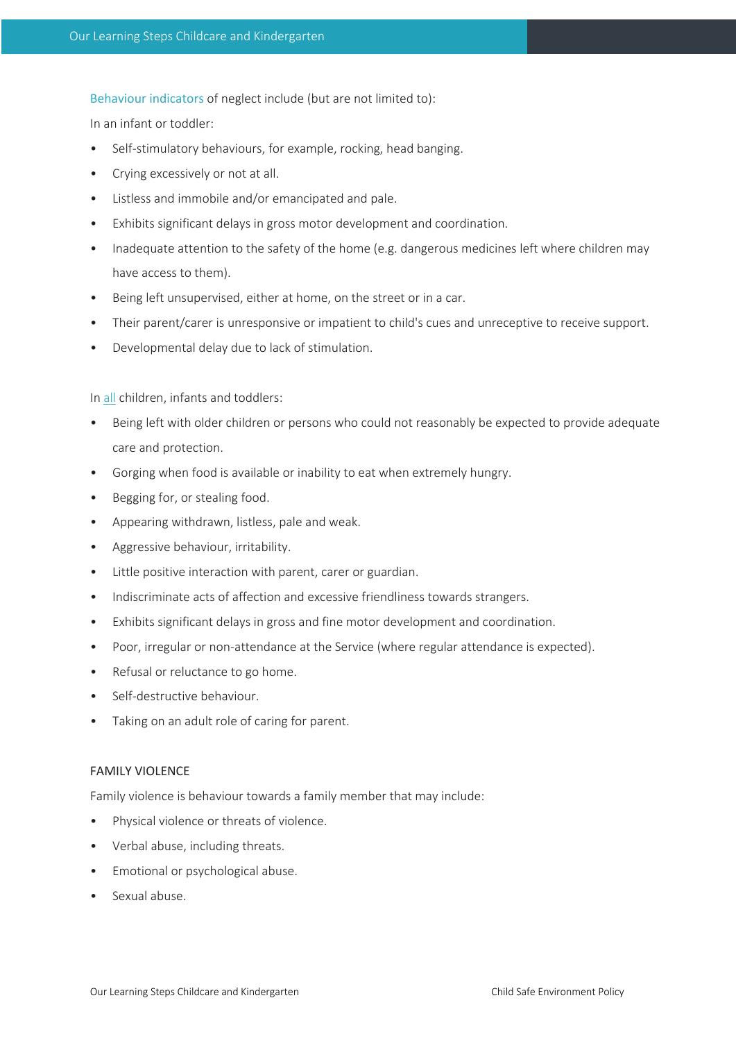Behaviour indicators of neglect include (but are not limited to):

In an infant or toddler:

- Self-stimulatory behaviours, for example, rocking, head banging.
- Crying excessively or not at all.
- Listless and immobile and/or emancipated and pale.
- Exhibits significant delays in gross motor development and coordination.
- Inadequate attention to the safety of the home (e.g. dangerous medicines left where children may have access to them).
- Being left unsupervised, either at home, on the street or in a car.
- Their parent/carer is unresponsive or impatient to child's cues and unreceptive to receive support.
- Developmental delay due to lack of stimulation.

In all children, infants and toddlers:

- Being left with older children or persons who could not reasonably be expected to provide adequate care and protection.
- Gorging when food is available or inability to eat when extremely hungry.
- Begging for, or stealing food.
- Appearing withdrawn, listless, pale and weak.
- Aggressive behaviour, irritability.
- Little positive interaction with parent, carer or guardian.
- Indiscriminate acts of affection and excessive friendliness towards strangers.
- Exhibits significant delays in gross and fine motor development and coordination.
- Poor, irregular or non-attendance at the Service (where regular attendance is expected).
- Refusal or reluctance to go home.
- Self-destructive behaviour.
- Taking on an adult role of caring for parent.

FAMILY VIOLENCE

Family violence is behaviour towards a family member that may include:

- Physical violence or threats of violence.
- Verbal abuse, including threats.
- Emotional or psychological abuse.
- Sexual abuse.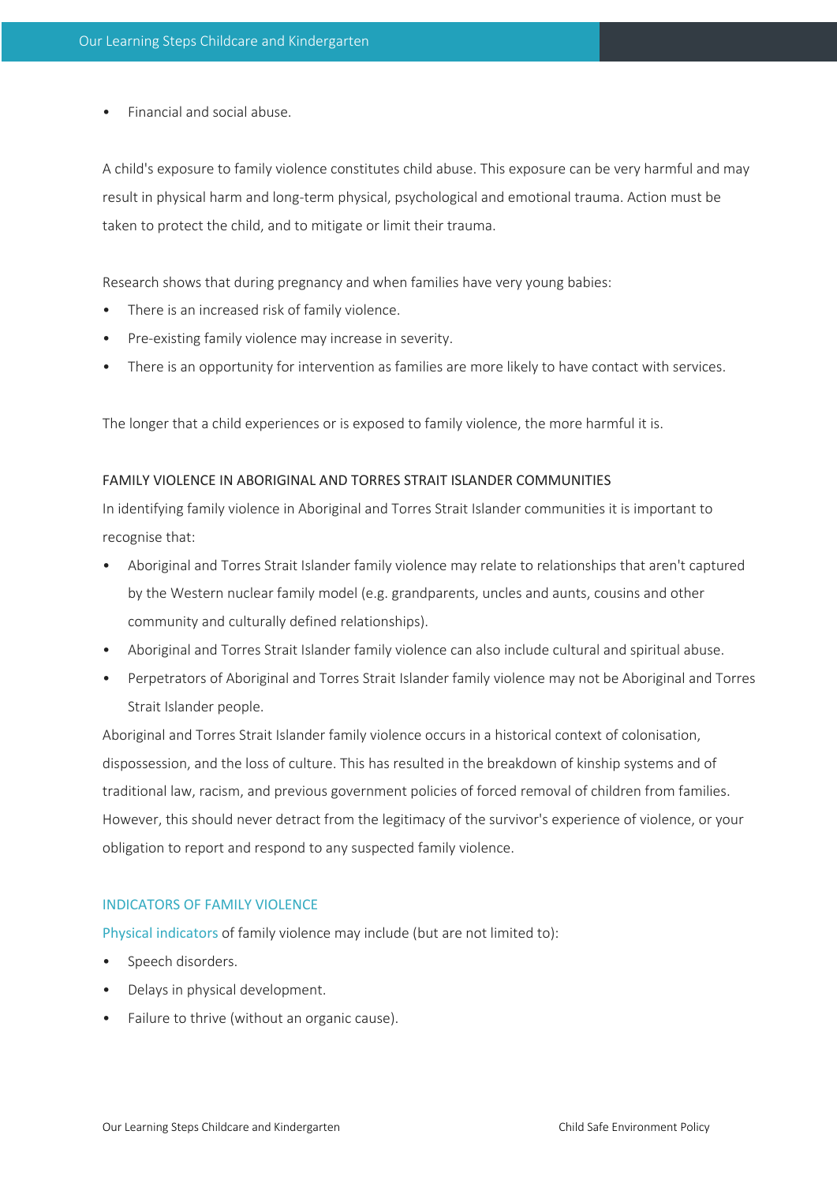- Financial and social abuse.

A child's exposure to family violence constitutes child abuse. This exposure can be very harmful and may result in physical harm and long-term physical, psychological and emotional trauma. Action must be taken to protect the child, and to mitigate or limit their trauma.

Research shows that during pregnancy and when families have very young babies:

- There is an increased risk of family violence.
- Pre-existing family violence may increase in severity.
- There is an opportunity for intervention as families are more likely to have contact with services.

The longer that a child experiences or is exposed to family violence, the more harmful it is.

#### FAMILY VIOLENCE IN ABORIGINAL AND TORRES STRAIT ISLANDER COMMUNITIES

In identifying family violence in Aboriginal and Torres Strait Islander communities it is important to recognise that:

- Aboriginal and Torres Strait Islander family violence may relate to relationships that aren't captured by the Western nuclear family model (e.g. grandparents, uncles and aunts, cousins and other community and culturally defined relationships).
- Aboriginal and Torres Strait Islander family violence can also include cultural and spiritual abuse.
- Perpetrators of Aboriginal and Torres Strait Islander family violence may not be Aboriginal and Torres Strait Islander people.

Aboriginal and Torres Strait Islander family violence occurs in a historical context of colonisation, dispossession, and the loss of culture. This has resulted in the breakdown of kinship systems and of traditional law, racism, and previous government policies of forced removal of children from families. However, this should never detract from the legitimacy of the survivor's experience of violence, or your obligation to report and respond to any suspected family violence.

### INDICATORS OF FAMILY VIOLENCE

Physical indicators of family violence may include (but are not limited to):

- Speech disorders.
- Delays in physical development.
- Failure to thrive (without an organic cause).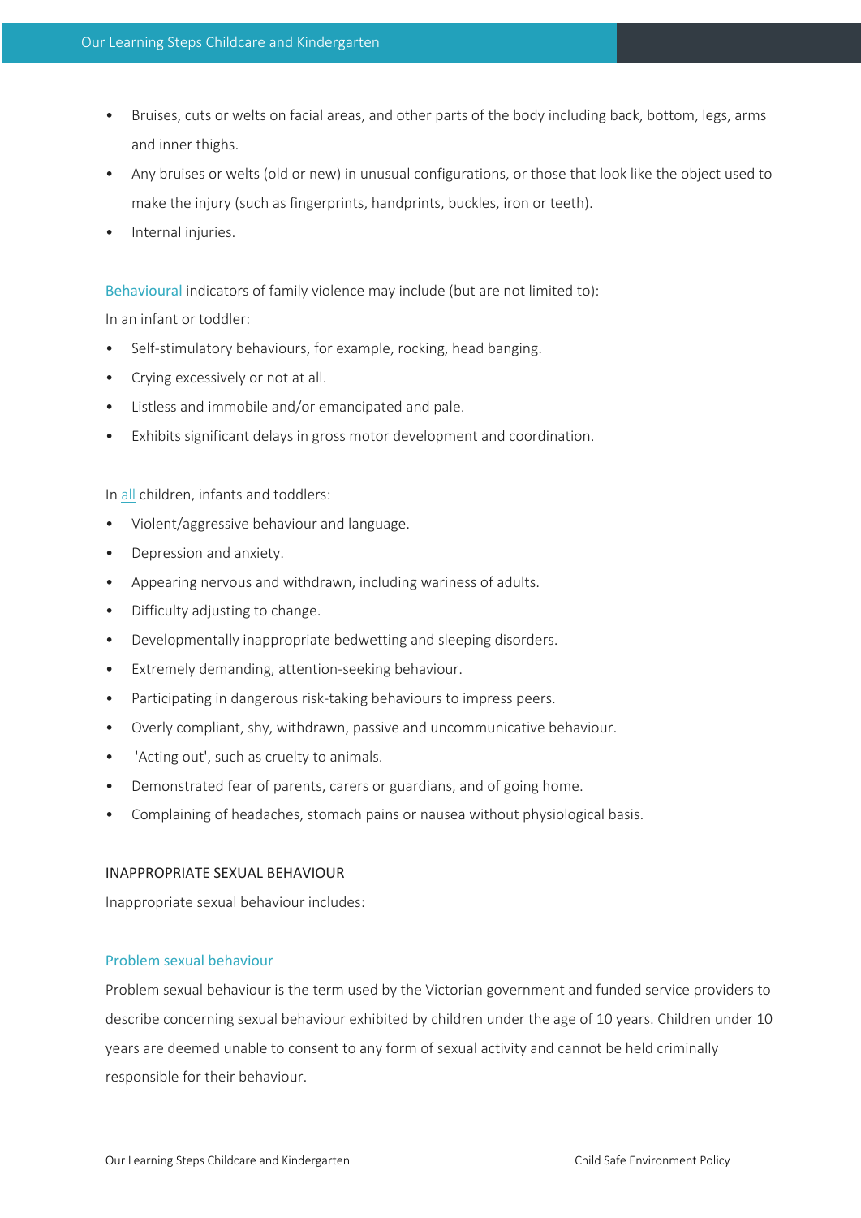- Bruises, cuts or welts on facial areas, and other parts of the body including back, bottom, legs, arms and inner thighs.
- Any bruises or welts (old or new) in unusual configurations, or those that look like the object used to make the injury (such as fingerprints, handprints, buckles, iron or teeth).
- Internal injuries.

Behavioural indicators of family violence may include (but are not limited to):

In an infant or toddler:

- Self-stimulatory behaviours, for example, rocking, head banging.
- Crying excessively or not at all.
- Listless and immobile and/or emancipated and pale.
- Exhibits significant delays in gross motor development and coordination.

In all children, infants and toddlers:

- Violent/aggressive behaviour and language.
- Depression and anxiety.
- Appearing nervous and withdrawn, including wariness of adults.
- Difficulty adjusting to change.
- Developmentally inappropriate bedwetting and sleeping disorders.
- Extremely demanding, attention-seeking behaviour.
- Participating in dangerous risk-taking behaviours to impress peers.
- Overly compliant, shy, withdrawn, passive and uncommunicative behaviour.
- 'Acting out', such as cruelty to animals.
- Demonstrated fear of parents, carers or guardians, and of going home.
- Complaining of headaches, stomach pains or nausea without physiological basis.

INAPPROPRIATE SEXUAL BEHAVIOUR

Inappropriate sexual behaviour includes:

### Problem sexual behaviour

Problem sexual behaviour is the term used by the Victorian government and funded service providers to describe concerning sexual behaviour exhibited by children under the age of 10 years. Children under 10 years are deemed unable to consent to any form of sexual activity and cannot be held criminally responsible for their behaviour.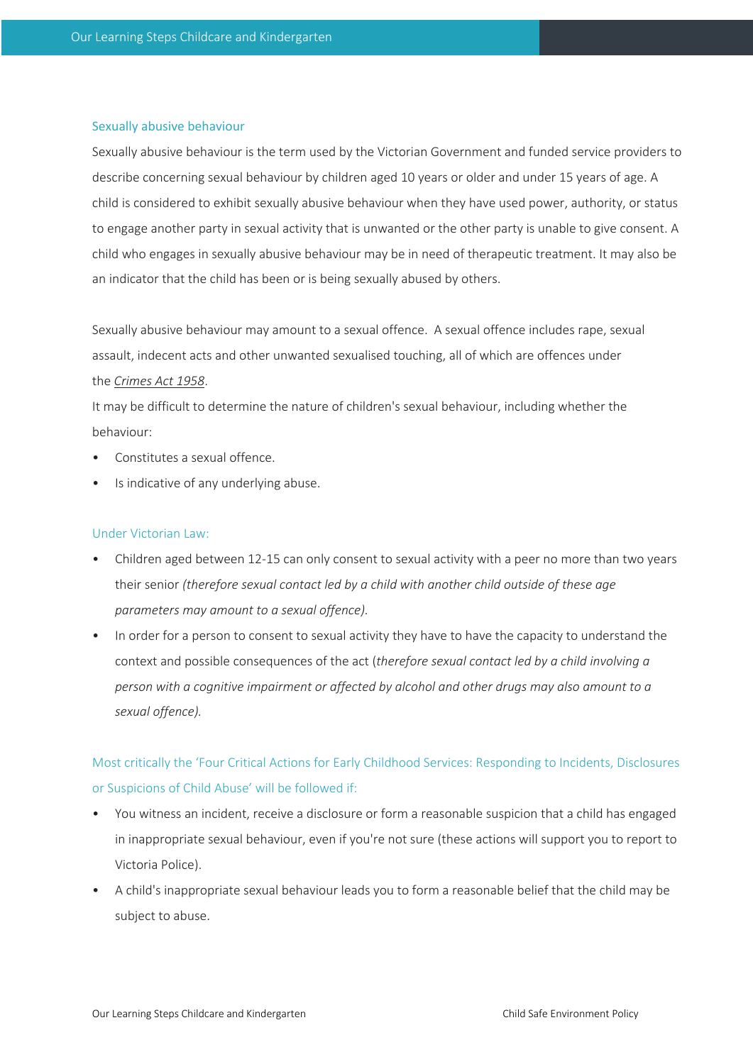### Sexually abusive behaviour

Sexually abusive behaviour is the term used by the Victorian Government and funded service providers to describe concerning sexual behaviour by children aged 10 years or older and under 15 years of age. A child is considered to exhibit sexually abusive behaviour when they have used power, authority, or status to engage another party in sexual activity that is unwanted or the other party is unable to give consent. A child who engages in sexually abusive behaviour may be in need of therapeutic treatment. It may also be an indicator that the child has been or is being sexually abused by others.

Sexually abusive behaviour may amount to a sexual offence. A sexual offence includes rape, sexual assault, indecent acts and other unwanted sexualised touching, all of which are offences under the *Crimes Act 1958*.

It may be difficult to determine the nature of children's sexual behaviour, including whether the behaviour:

- Constitutes a sexual offence.
- Is indicative of any underlying abuse.

### Under Victorian Law:

- Children aged between 12-15 can only consent to sexual activity with a peer no more than two years their senior *(therefore sexual contact led by a child with another child outside of these age parameters may amount to a sexual offence).*
- In order for a person to consent to sexual activity they have to have the capacity to understand the context and possible consequences of the act (*therefore sexual contact led by a child involving a person with a cognitive impairment or affected by alcohol and other drugs may also amount to a sexual offence).*

### Most critically the 'Four Critical Actions for Early Childhood Services: Responding to Incidents, Disclosures or Suspicions of Child Abuse' will be followed if:

- You witness an incident, receive a disclosure or form a reasonable suspicion that a child has engaged in inappropriate sexual behaviour, even if you're not sure (these actions will support you to report to Victoria Police).
- A child's inappropriate sexual behaviour leads you to form a reasonable belief that the child may be subject to abuse.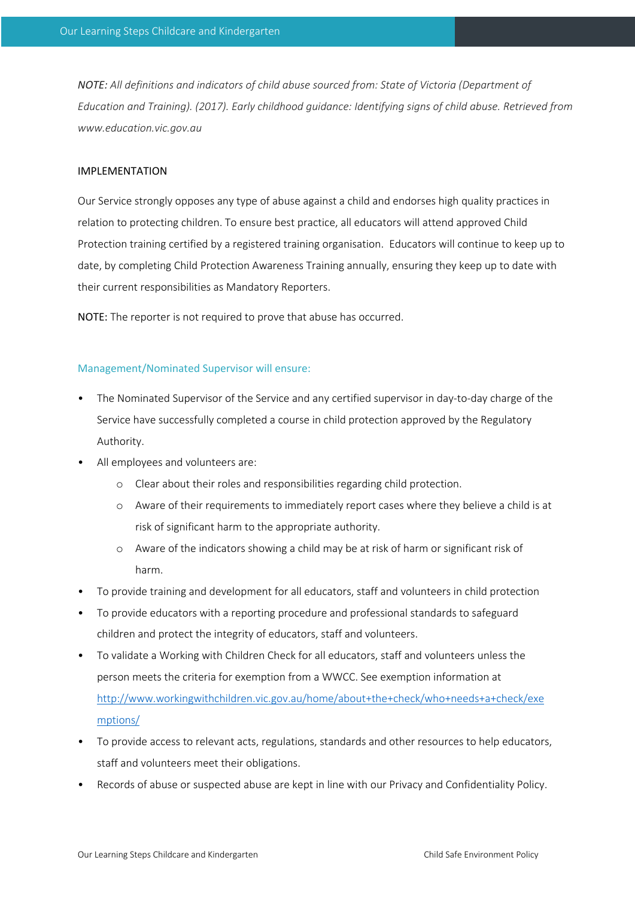*NOTE: All definitions and indicators of child abuse sourced from: State of Victoria (Department of Education and Training). (2017). Early childhood guidance: Identifying signs of child abuse. Retrieved from www.education.vic.gov.au*

## IMPLEMENTATION

Our Service strongly opposes any type of abuse against a child and endorses high quality practices in relation to protecting children. To ensure best practice, all educators will attend approved Child Protection training certified by a registered training organisation. Educators will continue to keep up to date, by completing Child Protection Awareness Training annually, ensuring they keep up to date with their current responsibilities as Mandatory Reporters.

NOTE: The reporter is not required to prove that abuse has occurred.

### Management/Nominated Supervisor will ensure:

- The Nominated Supervisor of the Service and any certified supervisor in day-to-day charge of the Service have successfully completed a course in child protection approved by the Regulatory Authority.
- All employees and volunteers are:
  - Clear about their roles and responsibilities regarding child protection.
  - Aware of their requirements to immediately report cases where they believe a child is at risk of significant harm to the appropriate authority.
  - Aware of the indicators showing a child may be at risk of harm or significant risk of harm.
- To provide training and development for all educators, staff and volunteers in child protection
- To provide educators with a reporting procedure and professional standards to safeguard children and protect the integrity of educators, staff and volunteers.
- To validate a Working with Children Check for all educators, staff and volunteers unless the person meets the criteria for exemption from a WWCC. See exemption information at http://www.workingwithchildren.vic.gov.au/home/about+the+check/who+needs+a+check/exemptions/
- To provide access to relevant acts, regulations, standards and other resources to help educators, staff and volunteers meet their obligations.
- Records of abuse or suspected abuse are kept in line with our Privacy and Confidentiality Policy.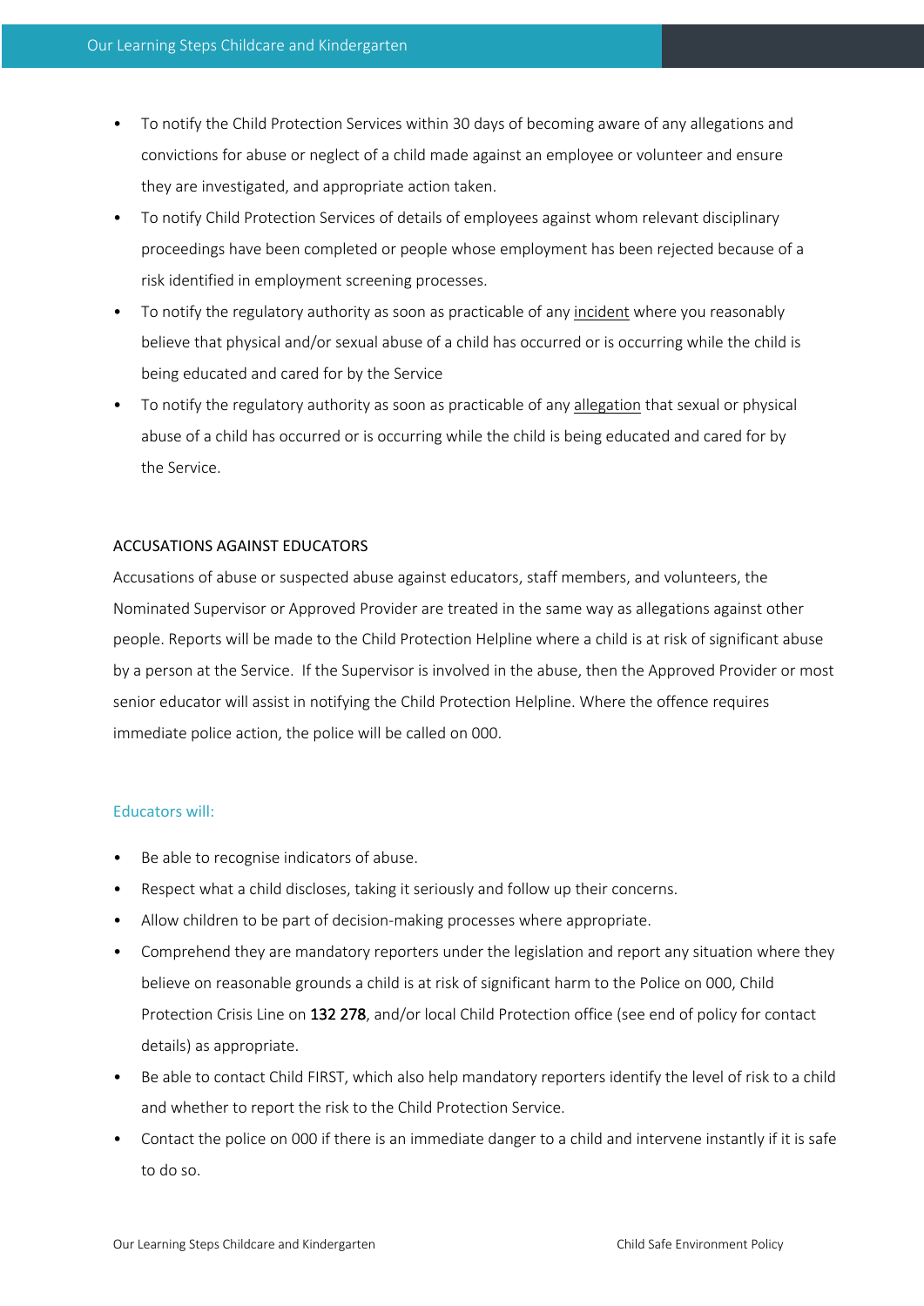- To notify the Child Protection Services within 30 days of becoming aware of any allegations and convictions for abuse or neglect of a child made against an employee or volunteer and ensure they are investigated, and appropriate action taken.
- To notify Child Protection Services of details of employees against whom relevant disciplinary proceedings have been completed or people whose employment has been rejected because of a risk identified in employment screening processes.
- To notify the regulatory authority as soon as practicable of any <u>incident</u> where you reasonably believe that physical and/or sexual abuse of a child has occurred or is occurring while the child is being educated and cared for by the Service
- To notify the regulatory authority as soon as practicable of any <u>allegation</u> that sexual or physical abuse of a child has occurred or is occurring while the child is being educated and cared for by the Service.

## ACCUSATIONS AGAINST EDUCATORS

Accusations of abuse or suspected abuse against educators, staff members, and volunteers, the Nominated Supervisor or Approved Provider are treated in the same way as allegations against other people. Reports will be made to the Child Protection Helpline where a child is at risk of significant abuse by a person at the Service. If the Supervisor is involved in the abuse, then the Approved Provider or most senior educator will assist in notifying the Child Protection Helpline. Where the offence requires immediate police action, the police will be called on 000.

### Educators will:

- Be able to recognise indicators of abuse.
- Respect what a child discloses, taking it seriously and follow up their concerns.
- Allow children to be part of decision-making processes where appropriate.
- Comprehend they are mandatory reporters under the legislation and report any situation where they believe on reasonable grounds a child is at risk of significant harm to the Police on 000, Child Protection Crisis Line on **132 278**, and/or local Child Protection office (see end of policy for contact details) as appropriate.
- Be able to contact Child FIRST, which also help mandatory reporters identify the level of risk to a child and whether to report the risk to the Child Protection Service.
- Contact the police on 000 if there is an immediate danger to a child and intervene instantly if it is safe to do so.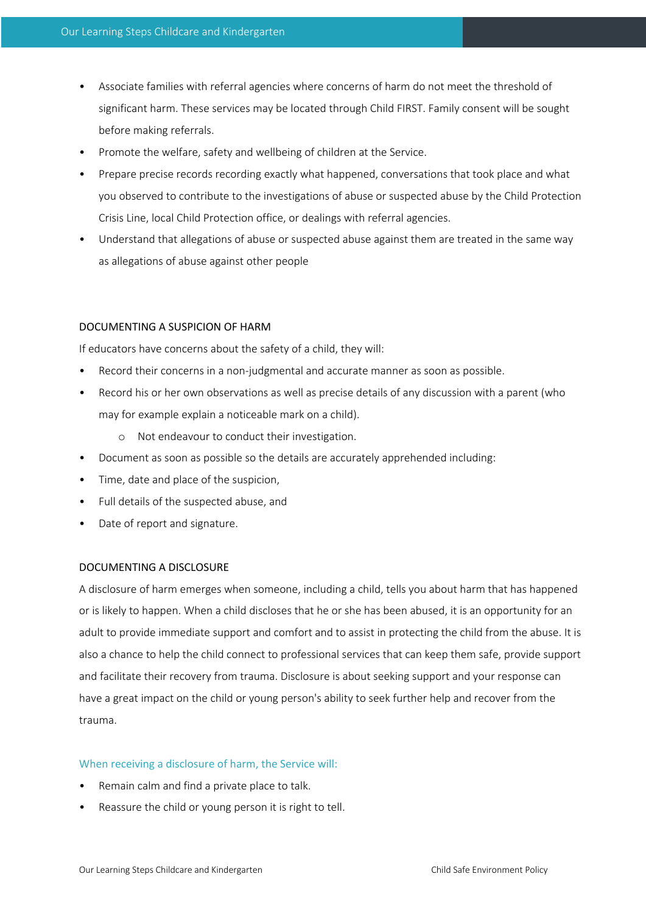- Associate families with referral agencies where concerns of harm do not meet the threshold of significant harm. These services may be located through Child FIRST. Family consent will be sought before making referrals.
- Promote the welfare, safety and wellbeing of children at the Service.
- Prepare precise records recording exactly what happened, conversations that took place and what you observed to contribute to the investigations of abuse or suspected abuse by the Child Protection Crisis Line, local Child Protection office, or dealings with referral agencies.
- Understand that allegations of abuse or suspected abuse against them are treated in the same way as allegations of abuse against other people

## DOCUMENTING A SUSPICION OF HARM

If educators have concerns about the safety of a child, they will:

- Record their concerns in a non-judgmental and accurate manner as soon as possible.
- Record his or her own observations as well as precise details of any discussion with a parent (who may for example explain a noticeable mark on a child).
    - Not endeavour to conduct their investigation.
- Document as soon as possible so the details are accurately apprehended including:
- Time, date and place of the suspicion,
- Full details of the suspected abuse, and
- Date of report and signature.

## DOCUMENTING A DISCLOSURE

A disclosure of harm emerges when someone, including a child, tells you about harm that has happened or is likely to happen. When a child discloses that he or she has been abused, it is an opportunity for an adult to provide immediate support and comfort and to assist in protecting the child from the abuse. It is also a chance to help the child connect to professional services that can keep them safe, provide support and facilitate their recovery from trauma. Disclosure is about seeking support and your response can have a great impact on the child or young person's ability to seek further help and recover from the trauma.

### When receiving a disclosure of harm, the Service will:

- Remain calm and find a private place to talk.
- Reassure the child or young person it is right to tell.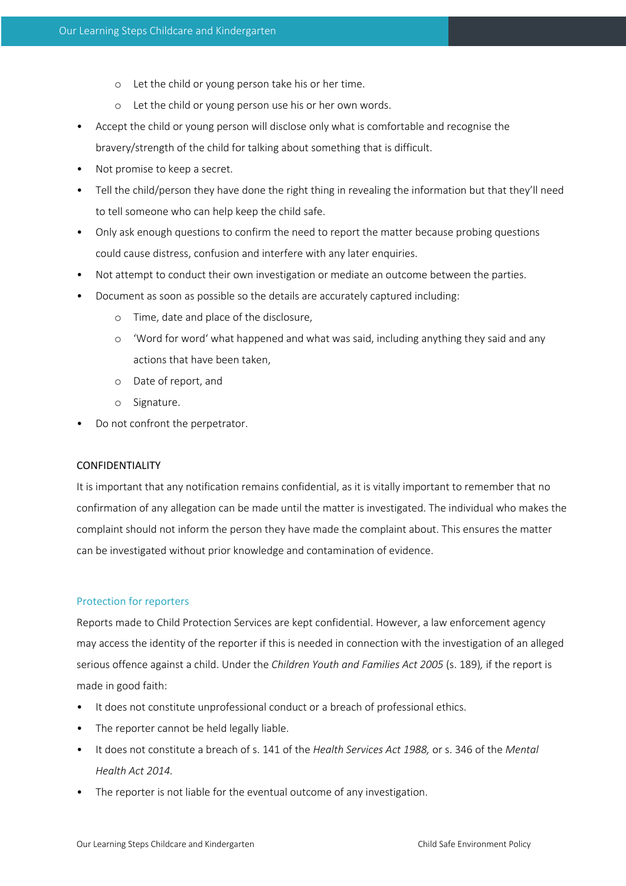- Let the child or young person take his or her time.
  - Let the child or young person use his or her own words.
- Accept the child or young person will disclose only what is comfortable and recognise the bravery/strength of the child for talking about something that is difficult.
- Not promise to keep a secret.
- Tell the child/person they have done the right thing in revealing the information but that they'll need to tell someone who can help keep the child safe.
- Only ask enough questions to confirm the need to report the matter because probing questions could cause distress, confusion and interfere with any later enquiries.
- Not attempt to conduct their own investigation or mediate an outcome between the parties.
- Document as soon as possible so the details are accurately captured including:
  - Time, date and place of the disclosure,
  - 'Word for word' what happened and what was said, including anything they said and any actions that have been taken,
  - Date of report, and
  - Signature.
- Do not confront the perpetrator.

CONFIDENTIALITY

It is important that any notification remains confidential, as it is vitally important to remember that no confirmation of any allegation can be made until the matter is investigated. The individual who makes the complaint should not inform the person they have made the complaint about. This ensures the matter can be investigated without prior knowledge and contamination of evidence.

### Protection for reporters

Reports made to Child Protection Services are kept confidential. However, a law enforcement agency may access the identity of the reporter if this is needed in connection with the investigation of an alleged serious offence against a child. Under the *Children Youth and Families Act 2005* (s. 189)*,* if the report is made in good faith:

- It does not constitute unprofessional conduct or a breach of professional ethics.
- The reporter cannot be held legally liable.
- It does not constitute a breach of s. 141 of the *Health Services Act 1988,* or s. 346 of the *Mental Health Act 2014.*
- The reporter is not liable for the eventual outcome of any investigation.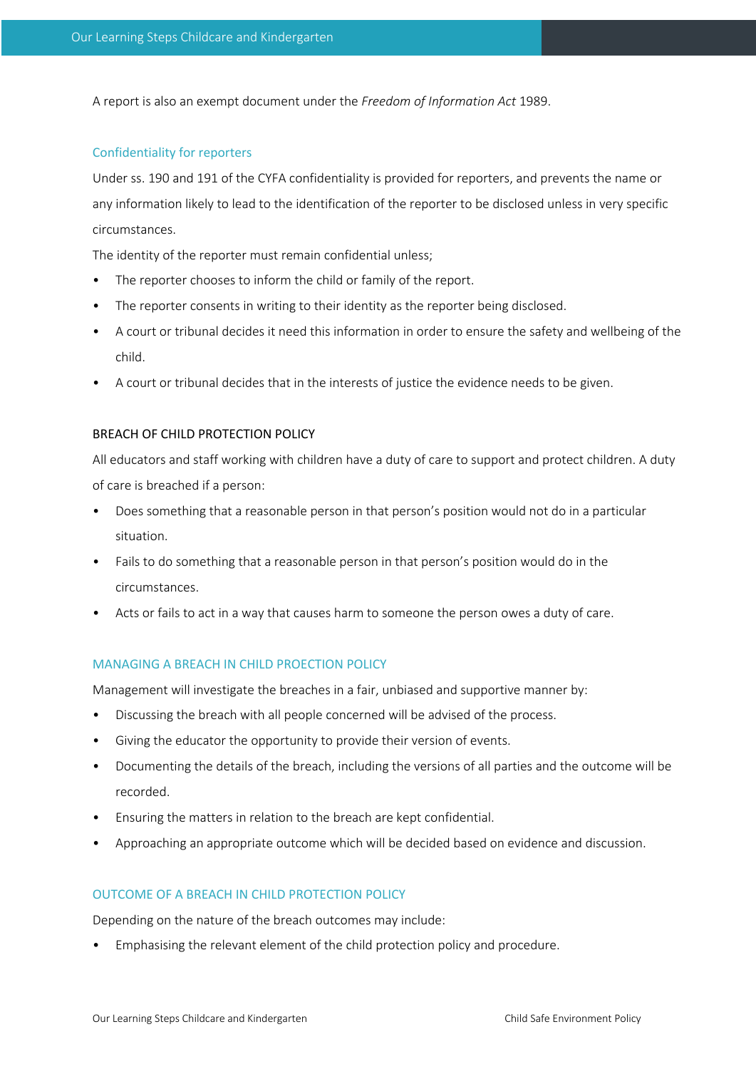A report is also an exempt document under the *Freedom of Information Act* 1989.

### Confidentiality for reporters

Under ss. 190 and 191 of the CYFA confidentiality is provided for reporters, and prevents the name or any information likely to lead to the identification of the reporter to be disclosed unless in very specific circumstances.

The identity of the reporter must remain confidential unless;

- The reporter chooses to inform the child or family of the report.
- The reporter consents in writing to their identity as the reporter being disclosed.
- A court or tribunal decides it need this information in order to ensure the safety and wellbeing of the child.
- A court or tribunal decides that in the interests of justice the evidence needs to be given.

### BREACH OF CHILD PROTECTION POLICY

All educators and staff working with children have a duty of care to support and protect children. A duty of care is breached if a person:

- Does something that a reasonable person in that person's position would not do in a particular situation.
- Fails to do something that a reasonable person in that person's position would do in the circumstances.
- Acts or fails to act in a way that causes harm to someone the person owes a duty of care.

### MANAGING A BREACH IN CHILD PROECTION POLICY

Management will investigate the breaches in a fair, unbiased and supportive manner by:

- Discussing the breach with all people concerned will be advised of the process.
- Giving the educator the opportunity to provide their version of events.
- Documenting the details of the breach, including the versions of all parties and the outcome will be recorded.
- Ensuring the matters in relation to the breach are kept confidential.
- Approaching an appropriate outcome which will be decided based on evidence and discussion.

### OUTCOME OF A BREACH IN CHILD PROTECTION POLICY

Depending on the nature of the breach outcomes may include:

- Emphasising the relevant element of the child protection policy and procedure.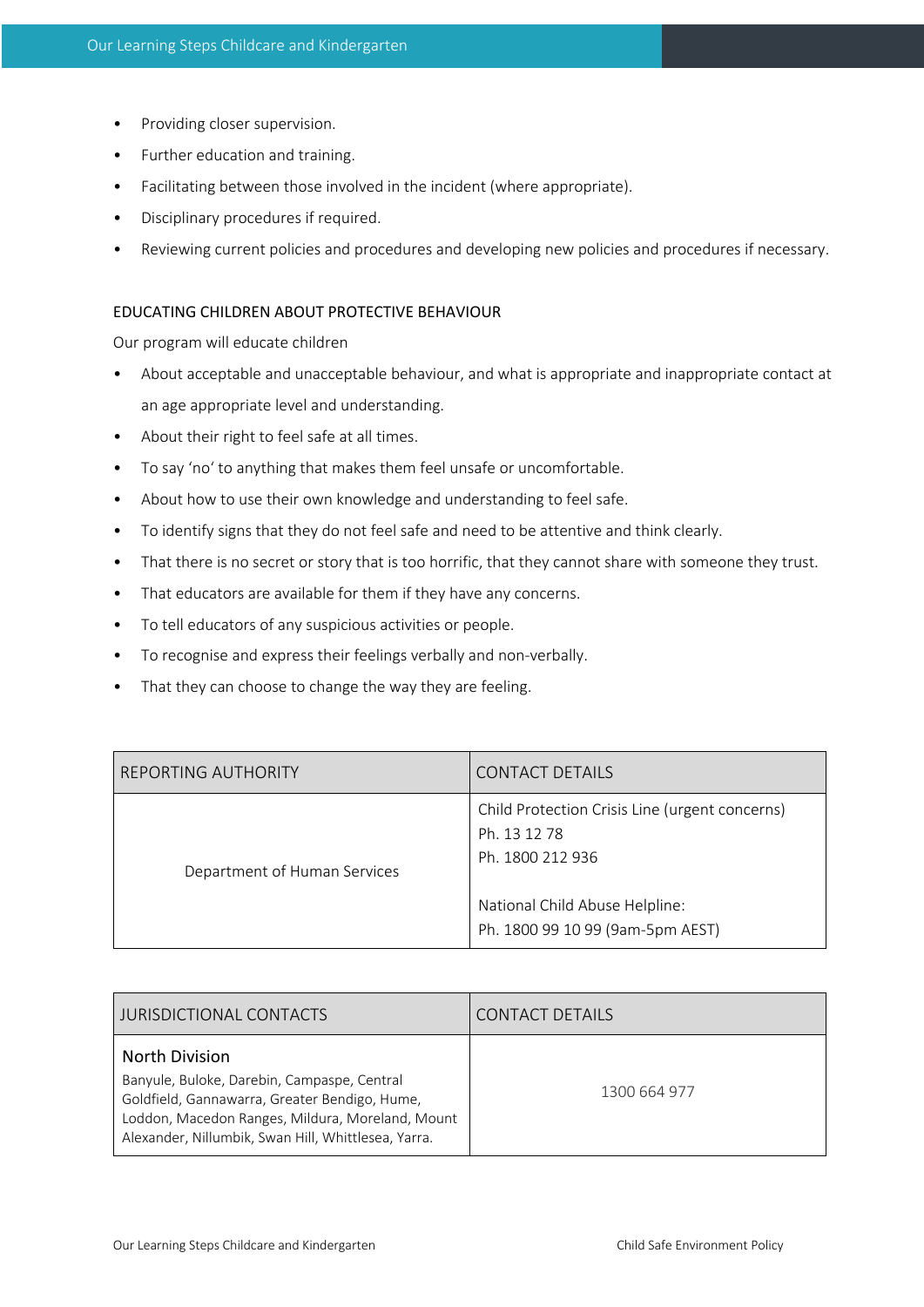- Providing closer supervision.
- Further education and training.
- Facilitating between those involved in the incident (where appropriate).
- Disciplinary procedures if required.
- Reviewing current policies and procedures and developing new policies and procedures if necessary.

### EDUCATING CHILDREN ABOUT PROTECTIVE BEHAVIOUR

Our program will educate children

- About acceptable and unacceptable behaviour, and what is appropriate and inappropriate contact at an age appropriate level and understanding.
- About their right to feel safe at all times.
- To say 'no' to anything that makes them feel unsafe or uncomfortable.
- About how to use their own knowledge and understanding to feel safe.
- To identify signs that they do not feel safe and need to be attentive and think clearly.
- That there is no secret or story that is too horrific, that they cannot share with someone they trust.
- That educators are available for them if they have any concerns.
- To tell educators of any suspicious activities or people.
- To recognise and express their feelings verbally and non-verbally.
- That they can choose to change the way they are feeling.

| REPORTING AUTHORITY | CONTACT DETAILS |
| --- | --- |
| Department of Human Services | Child Protection Crisis Line (urgent concerns)<br>Ph. 13 12 78<br>Ph. 1800 212 936<br><br>National Child Abuse Helpline:<br>Ph. 1800 99 10 99 (9am-5pm AEST) |

| JURISDICTIONAL CONTACTS | CONTACT DETAILS |
| --- | --- |
| North Division<br>Banyule, Buloke, Darebin, Campaspe, Central Goldfield, Gannawarra, Greater Bendigo, Hume, Loddon, Macedon Ranges, Mildura, Moreland, Mount Alexander, Nillumbik, Swan Hill, Whittlesea, Yarra. | 1300 664 977 |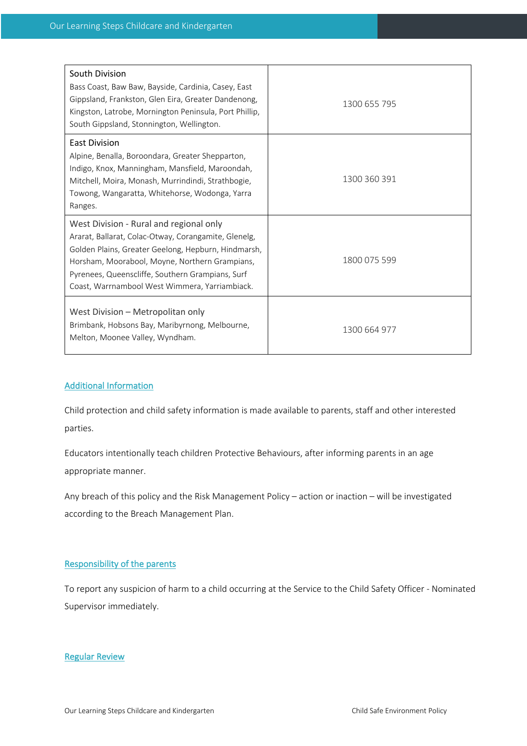| | |
|---|---|
| South Division<br>Bass Coast, Baw Baw, Bayside, Cardinia, Casey, East Gippsland, Frankston, Glen Eira, Greater Dandenong, Kingston, Latrobe, Mornington Peninsula, Port Phillip, South Gippsland, Stonnington, Wellington. | 1300 655 795 |
| East Division<br>Alpine, Benalla, Boroondara, Greater Shepparton, Indigo, Knox, Manningham, Mansfield, Maroondah, Mitchell, Moira, Monash, Murrindindi, Strathbogie, Towong, Wangaratta, Whitehorse, Wodonga, Yarra Ranges. | 1300 360 391 |
| West Division - Rural and regional only<br>Ararat, Ballarat, Colac-Otway, Corangamite, Glenelg, Golden Plains, Greater Geelong, Hepburn, Hindmarsh, Horsham, Moorabool, Moyne, Northern Grampians, Pyrenees, Queenscliffe, Southern Grampians, Surf Coast, Warrnambool West Wimmera, Yarriambiack. | 1800 075 599 |
| West Division – Metropolitan only<br>Brimbank, Hobsons Bay, Maribyrnong, Melbourne, Melton, Moonee Valley, Wyndham. | 1300 664 977 |

## Additional Information

Child protection and child safety information is made available to parents, staff and other interested parties.

Educators intentionally teach children Protective Behaviours, after informing parents in an age appropriate manner.

Any breach of this policy and the Risk Management Policy – action or inaction – will be investigated according to the Breach Management Plan.

## Responsibility of the parents

To report any suspicion of harm to a child occurring at the Service to the Child Safety Officer - Nominated Supervisor immediately.

## Regular Review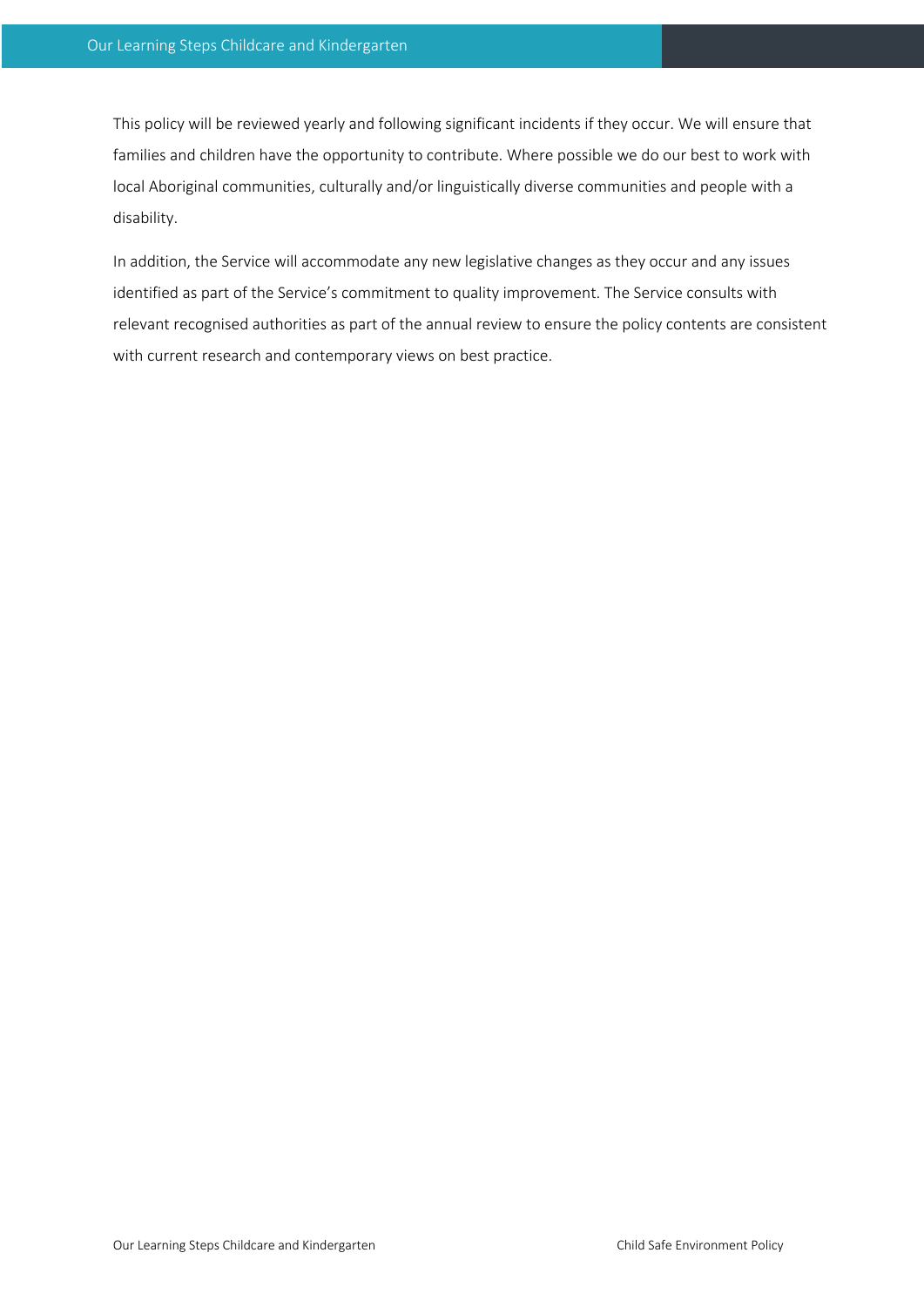This policy will be reviewed yearly and following significant incidents if they occur. We will ensure that families and children have the opportunity to contribute. Where possible we do our best to work with local Aboriginal communities, culturally and/or linguistically diverse communities and people with a disability.

In addition, the Service will accommodate any new legislative changes as they occur and any issues identified as part of the Service's commitment to quality improvement. The Service consults with relevant recognised authorities as part of the annual review to ensure the policy contents are consistent with current research and contemporary views on best practice.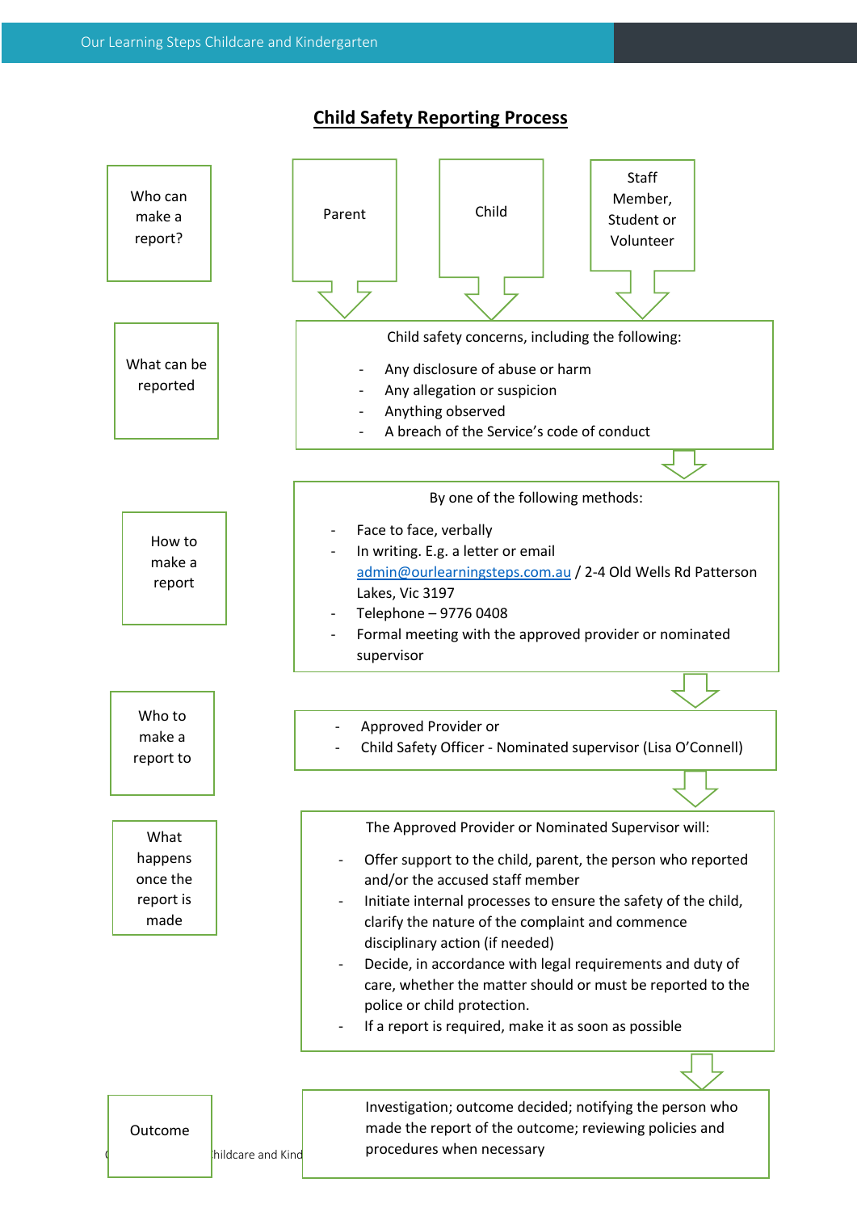# Child Safety Reporting Process

| Step | Details |
| --- | --- |
| Who can make a report? | Parent; Child; Staff Member, Student or Volunteer |
| What can be reported | Child safety concerns, including the following:<br>- Any disclosure of abuse or harm<br>- Any allegation or suspicion<br>- Anything observed<br>- A breach of the Service's code of conduct |
| How to make a report | By one of the following methods:<br>- Face to face, verbally<br>- In writing. E.g. a letter or email admin@ourlearningsteps.com.au / 2-4 Old Wells Rd Patterson Lakes, Vic 3197<br>- Telephone – 9776 0408<br>- Formal meeting with the approved provider or nominated supervisor |
| Who to make a report to | - Approved Provider or<br>- Child Safety Officer - Nominated supervisor (Lisa O'Connell) |
| What happens once the report is made | The Approved Provider or Nominated Supervisor will:<br>- Offer support to the child, parent, the person who reported and/or the accused staff member<br>- Initiate internal processes to ensure the safety of the child, clarify the nature of the complaint and commence disciplinary action (if needed)<br>- Decide, in accordance with legal requirements and duty of care, whether the matter should or must be reported to the police or child protection.<br>- If a report is required, make it as soon as possible |
| Outcome | Investigation; outcome decided; notifying the person who made the report of the outcome; reviewing policies and procedures when necessary |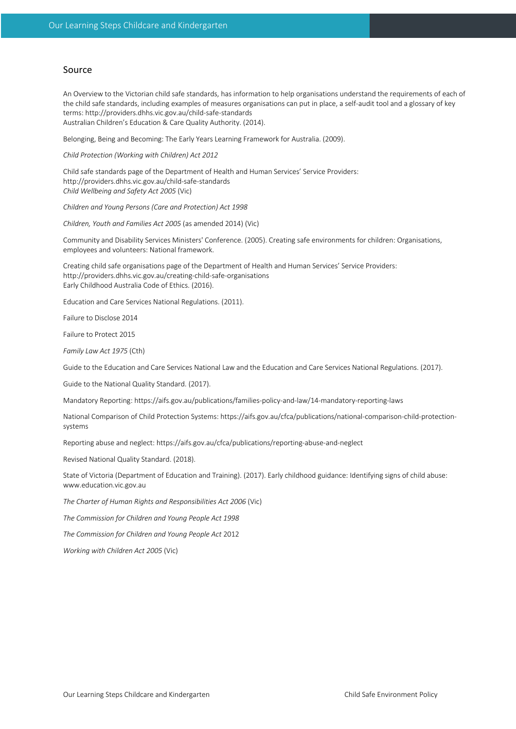## Source

An Overview to the Victorian child safe standards, has information to help organisations understand the requirements of each of the child safe standards, including examples of measures organisations can put in place, a self-audit tool and a glossary of key terms: http://providers.dhhs.vic.gov.au/child-safe-standards
Australian Children's Education & Care Quality Authority. (2014).

Belonging, Being and Becoming: The Early Years Learning Framework for Australia. (2009).

*Child Protection (Working with Children) Act 2012*

Child safe standards page of the Department of Health and Human Services' Service Providers: http://providers.dhhs.vic.gov.au/child-safe-standards
*Child Wellbeing and Safety Act 2005* (Vic)

*Children and Young Persons (Care and Protection) Act 1998*

*Children, Youth and Families Act 2005* (as amended 2014) (Vic)

Community and Disability Services Ministers' Conference. (2005). Creating safe environments for children: Organisations, employees and volunteers: National framework.

Creating child safe organisations page of the Department of Health and Human Services' Service Providers: http://providers.dhhs.vic.gov.au/creating-child-safe-organisations
Early Childhood Australia Code of Ethics. (2016).

Education and Care Services National Regulations. (2011).

Failure to Disclose 2014

Failure to Protect 2015

*Family Law Act 1975* (Cth)

Guide to the Education and Care Services National Law and the Education and Care Services National Regulations. (2017).

Guide to the National Quality Standard. (2017).

Mandatory Reporting: https://aifs.gov.au/publications/families-policy-and-law/14-mandatory-reporting-laws

National Comparison of Child Protection Systems: https://aifs.gov.au/cfca/publications/national-comparison-child-protection-systems

Reporting abuse and neglect: https://aifs.gov.au/cfca/publications/reporting-abuse-and-neglect

Revised National Quality Standard. (2018).

State of Victoria (Department of Education and Training). (2017). Early childhood guidance: Identifying signs of child abuse: www.education.vic.gov.au

*The Charter of Human Rights and Responsibilities Act 2006* (Vic)

*The Commission for Children and Young People Act 1998*

*The Commission for Children and Young People Act* 2012

*Working with Children Act 2005* (Vic)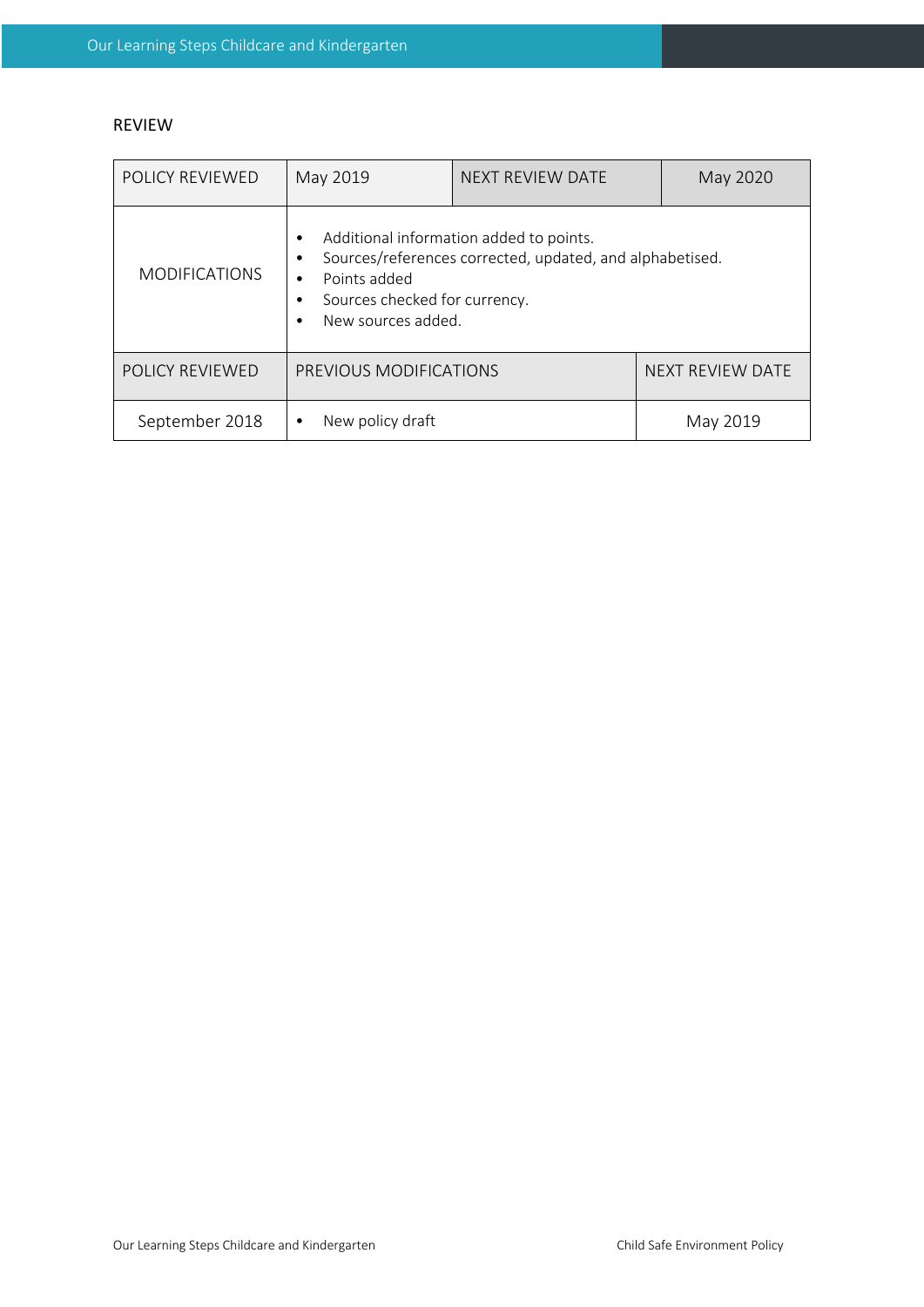REVIEW

| POLICY REVIEWED | May 2019 | NEXT REVIEW DATE | May 2020 |
| --- | --- | --- | --- |
| MODIFICATIONS | • Additional information added to points.<br>• Sources/references corrected, updated, and alphabetised.<br>• Points added<br>• Sources checked for currency.<br>• New sources added. | | |

| POLICY REVIEWED | PREVIOUS MODIFICATIONS | NEXT REVIEW DATE |
| --- | --- | --- |
| September 2018 | • New policy draft | May 2019 |